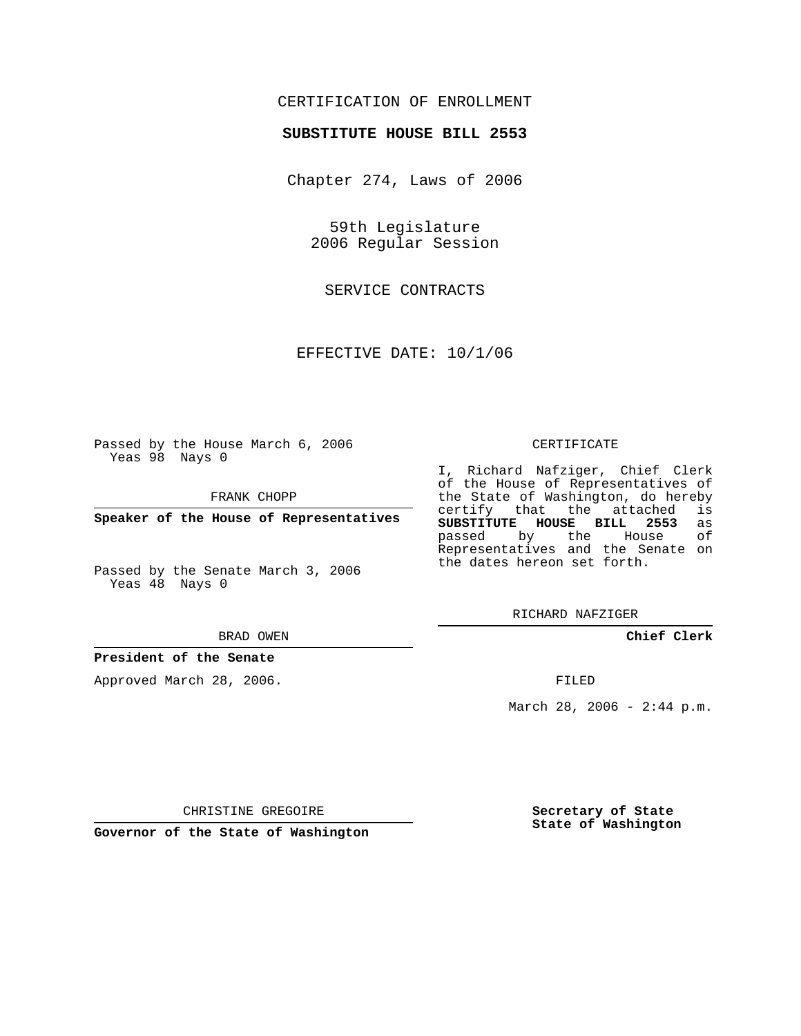CERTIFICATION OF ENROLLMENT

**SUBSTITUTE HOUSE BILL 2553**

Chapter 274, Laws of 2006

59th Legislature
2006 Regular Session

SERVICE CONTRACTS

EFFECTIVE DATE: 10/1/06

Passed by the House March 6, 2006
Yeas 98 Nays 0

FRANK CHOPP

**Speaker of the House of Representatives**

Passed by the Senate March 3, 2006
Yeas 48 Nays 0

BRAD OWEN

**President of the Senate**

Approved March 28, 2006.

CHRISTINE GREGOIRE

**Governor of the State of Washington**

CERTIFICATE

I, Richard Nafziger, Chief Clerk of the House of Representatives of the State of Washington, do hereby certify that the attached is **SUBSTITUTE HOUSE BILL 2553** as passed by the House of Representatives and the Senate on the dates hereon set forth.

RICHARD NAFZIGER

**Chief Clerk**

FILED

March 28, 2006 - 2:44 p.m.

**Secretary of State**
**State of Washington**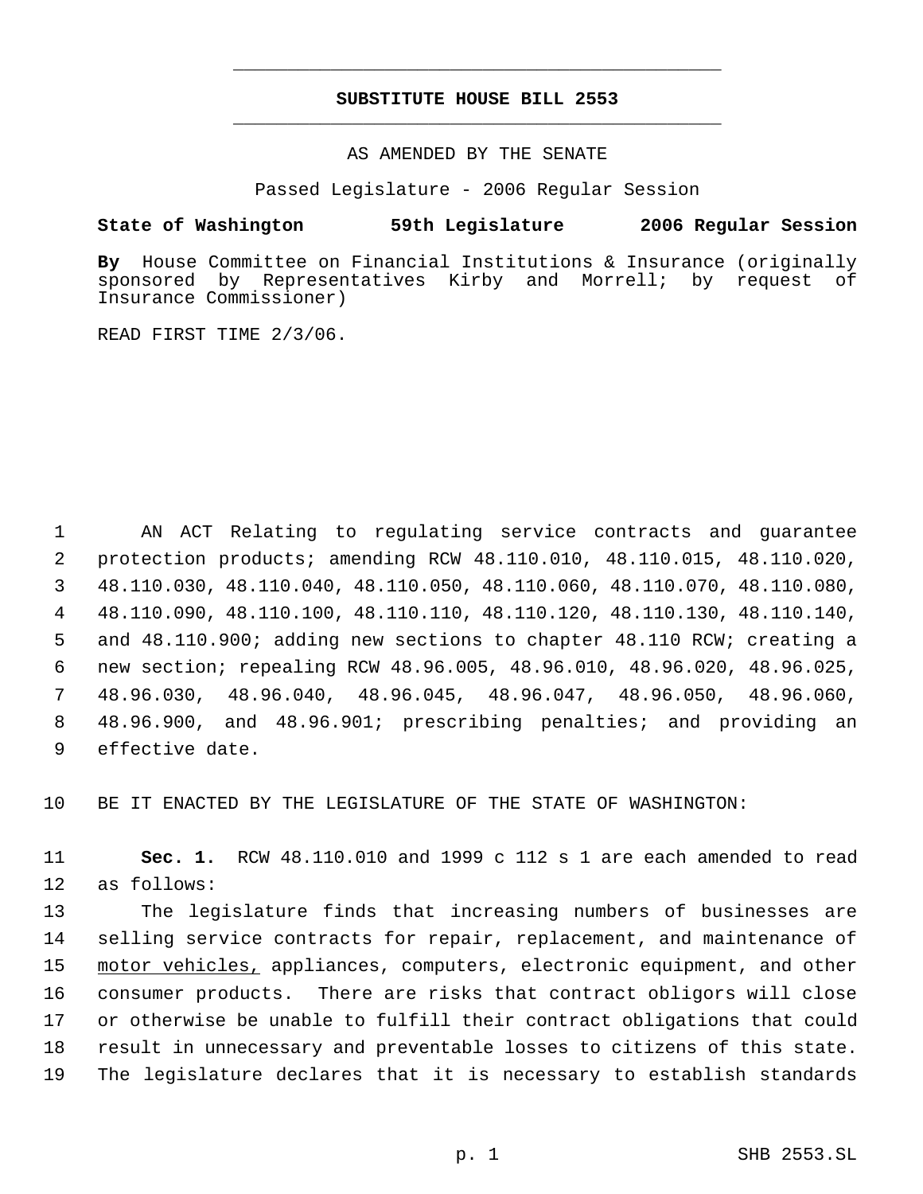# SUBSTITUTE HOUSE BILL 2553

AS AMENDED BY THE SENATE

Passed Legislature - 2006 Regular Session

**State of Washington 59th Legislature 2006 Regular Session**

**By** House Committee on Financial Institutions & Insurance (originally sponsored by Representatives Kirby and Morrell; by request of Insurance Commissioner)

READ FIRST TIME 2/3/06.

AN ACT Relating to regulating service contracts and guarantee protection products; amending RCW 48.110.010, 48.110.015, 48.110.020, 48.110.030, 48.110.040, 48.110.050, 48.110.060, 48.110.070, 48.110.080, 48.110.090, 48.110.100, 48.110.110, 48.110.120, 48.110.130, 48.110.140, and 48.110.900; adding new sections to chapter 48.110 RCW; creating a new section; repealing RCW 48.96.005, 48.96.010, 48.96.020, 48.96.025, 48.96.030, 48.96.040, 48.96.045, 48.96.047, 48.96.050, 48.96.060, 48.96.900, and 48.96.901; prescribing penalties; and providing an effective date.

BE IT ENACTED BY THE LEGISLATURE OF THE STATE OF WASHINGTON:

**Sec. 1.** RCW 48.110.010 and 1999 c 112 s 1 are each amended to read as follows:

The legislature finds that increasing numbers of businesses are selling service contracts for repair, replacement, and maintenance of motor vehicles, appliances, computers, electronic equipment, and other consumer products. There are risks that contract obligors will close or otherwise be unable to fulfill their contract obligations that could result in unnecessary and preventable losses to citizens of this state. The legislature declares that it is necessary to establish standards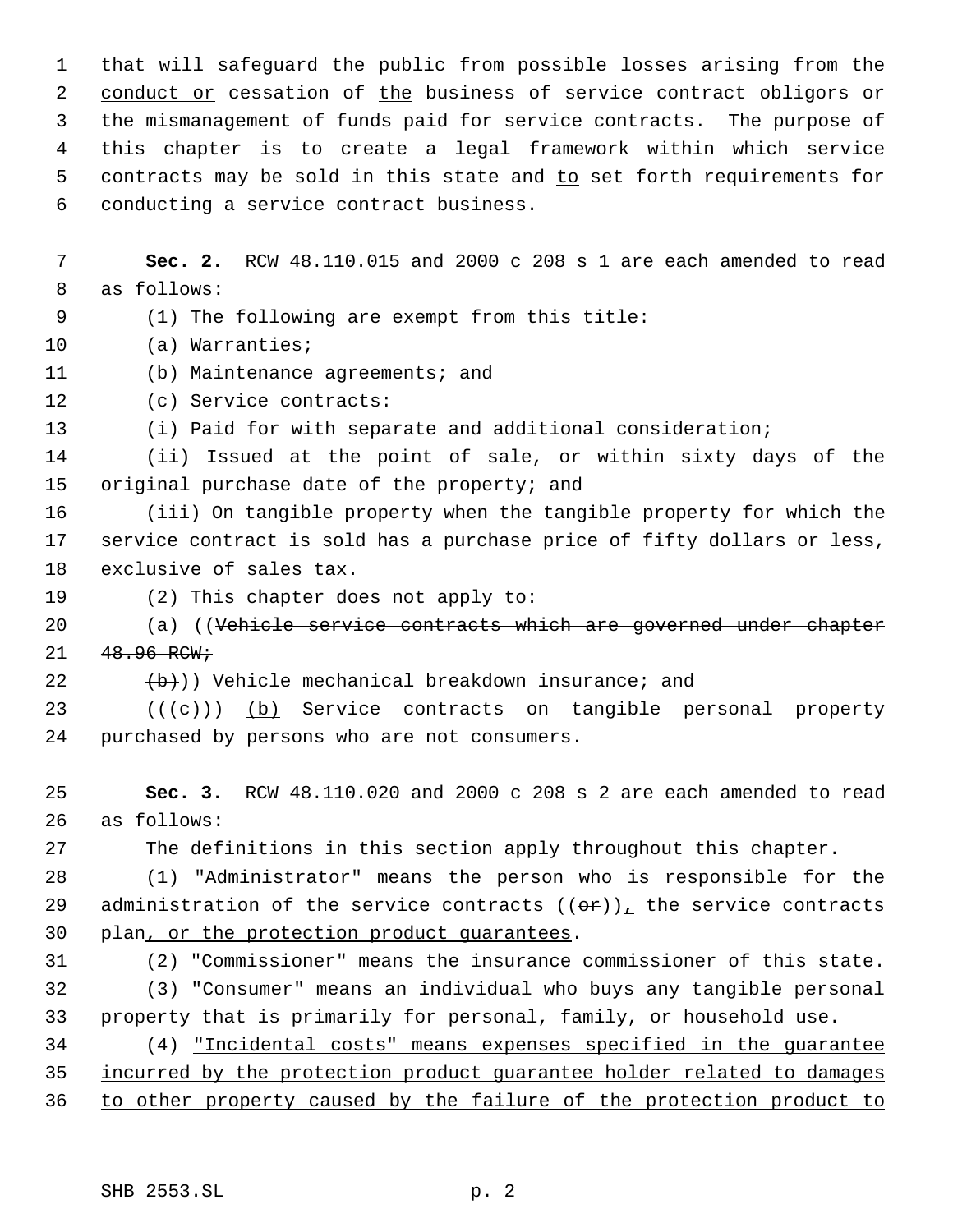that will safeguard the public from possible losses arising from the <u>conduct or</u> cessation of <u>the</u> business of service contract obligors or the mismanagement of funds paid for service contracts. The purpose of this chapter is to create a legal framework within which service contracts may be sold in this state and <u>to</u> set forth requirements for conducting a service contract business.

**Sec. 2.** RCW 48.110.015 and 2000 c 208 s 1 are each amended to read as follows:

(1) The following are exempt from this title:

(a) Warranties;

(b) Maintenance agreements; and

(c) Service contracts:

(i) Paid for with separate and additional consideration;

(ii) Issued at the point of sale, or within sixty days of the original purchase date of the property; and

(iii) On tangible property when the tangible property for which the service contract is sold has a purchase price of fifty dollars or less, exclusive of sales tax.

(2) This chapter does not apply to:

(a) ((~~Vehicle service contracts which are governed under chapter 48.96 RCW;~~

~~(b)~~)) Vehicle mechanical breakdown insurance; and

((~~(c)~~)) <u>(b)</u> Service contracts on tangible personal property purchased by persons who are not consumers.

**Sec. 3.** RCW 48.110.020 and 2000 c 208 s 2 are each amended to read as follows:

The definitions in this section apply throughout this chapter.

(1) "Administrator" means the person who is responsible for the administration of the service contracts ((~~or~~))<u>,</u> the service contracts plan<u>, or the protection product guarantees</u>.

(2) "Commissioner" means the insurance commissioner of this state.

(3) "Consumer" means an individual who buys any tangible personal property that is primarily for personal, family, or household use.

(4) <u>"Incidental costs" means expenses specified in the guarantee incurred by the protection product guarantee holder related to damages to other property caused by the failure of the protection product to</u>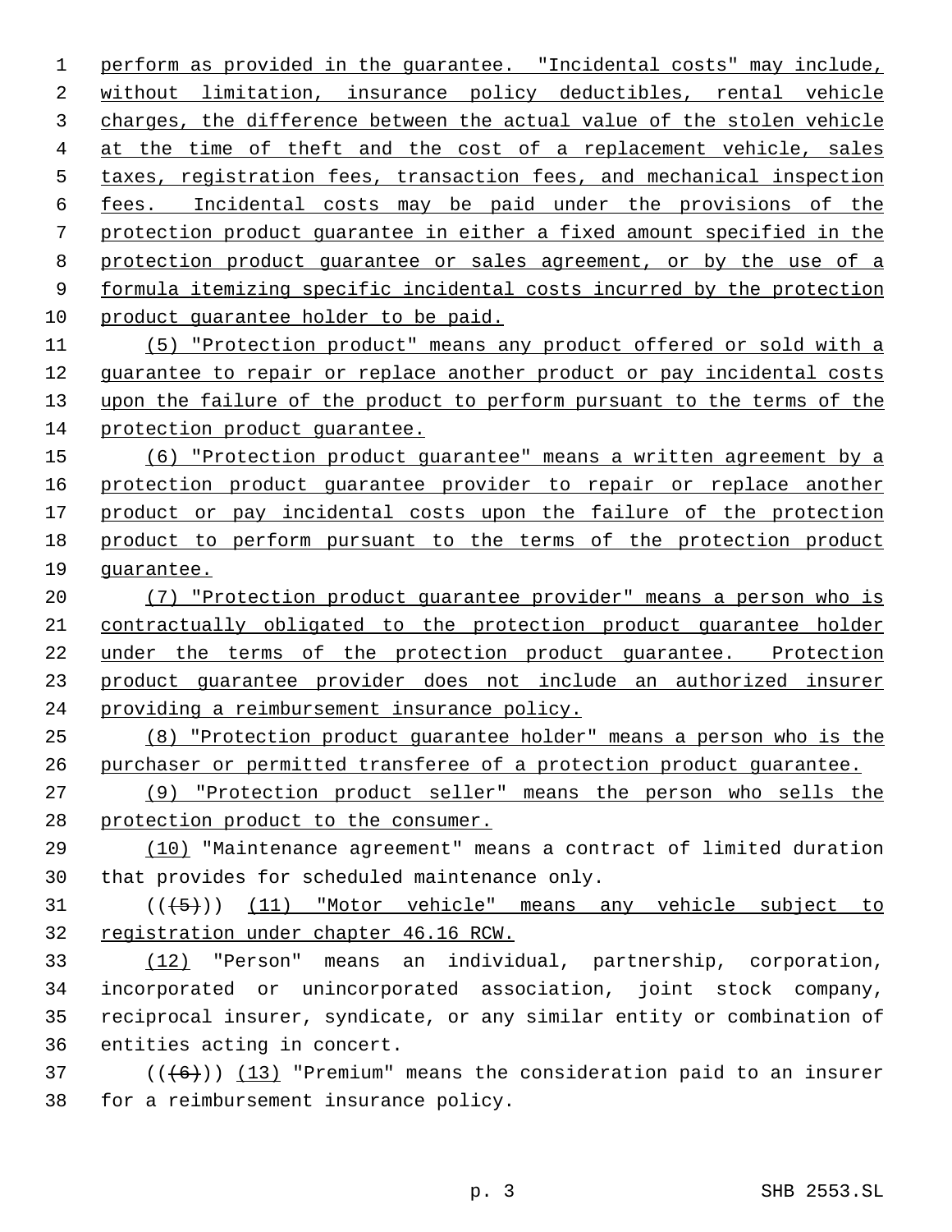perform as provided in the guarantee. "Incidental costs" may include, without limitation, insurance policy deductibles, rental vehicle charges, the difference between the actual value of the stolen vehicle at the time of theft and the cost of a replacement vehicle, sales taxes, registration fees, transaction fees, and mechanical inspection fees. Incidental costs may be paid under the provisions of the protection product guarantee in either a fixed amount specified in the protection product guarantee or sales agreement, or by the use of a formula itemizing specific incidental costs incurred by the protection product guarantee holder to be paid.

(5) "Protection product" means any product offered or sold with a guarantee to repair or replace another product or pay incidental costs upon the failure of the product to perform pursuant to the terms of the protection product guarantee.

(6) "Protection product guarantee" means a written agreement by a protection product guarantee provider to repair or replace another product or pay incidental costs upon the failure of the protection product to perform pursuant to the terms of the protection product guarantee.

(7) "Protection product guarantee provider" means a person who is contractually obligated to the protection product guarantee holder under the terms of the protection product guarantee. Protection product guarantee provider does not include an authorized insurer providing a reimbursement insurance policy.

(8) "Protection product guarantee holder" means a person who is the purchaser or permitted transferee of a protection product guarantee.

(9) "Protection product seller" means the person who sells the protection product to the consumer.

(10) "Maintenance agreement" means a contract of limited duration that provides for scheduled maintenance only.

((~~(5)~~)) (11) "Motor vehicle" means any vehicle subject to registration under chapter 46.16 RCW.

(12) "Person" means an individual, partnership, corporation, incorporated or unincorporated association, joint stock company, reciprocal insurer, syndicate, or any similar entity or combination of entities acting in concert.

((~~(6)~~)) (13) "Premium" means the consideration paid to an insurer for a reimbursement insurance policy.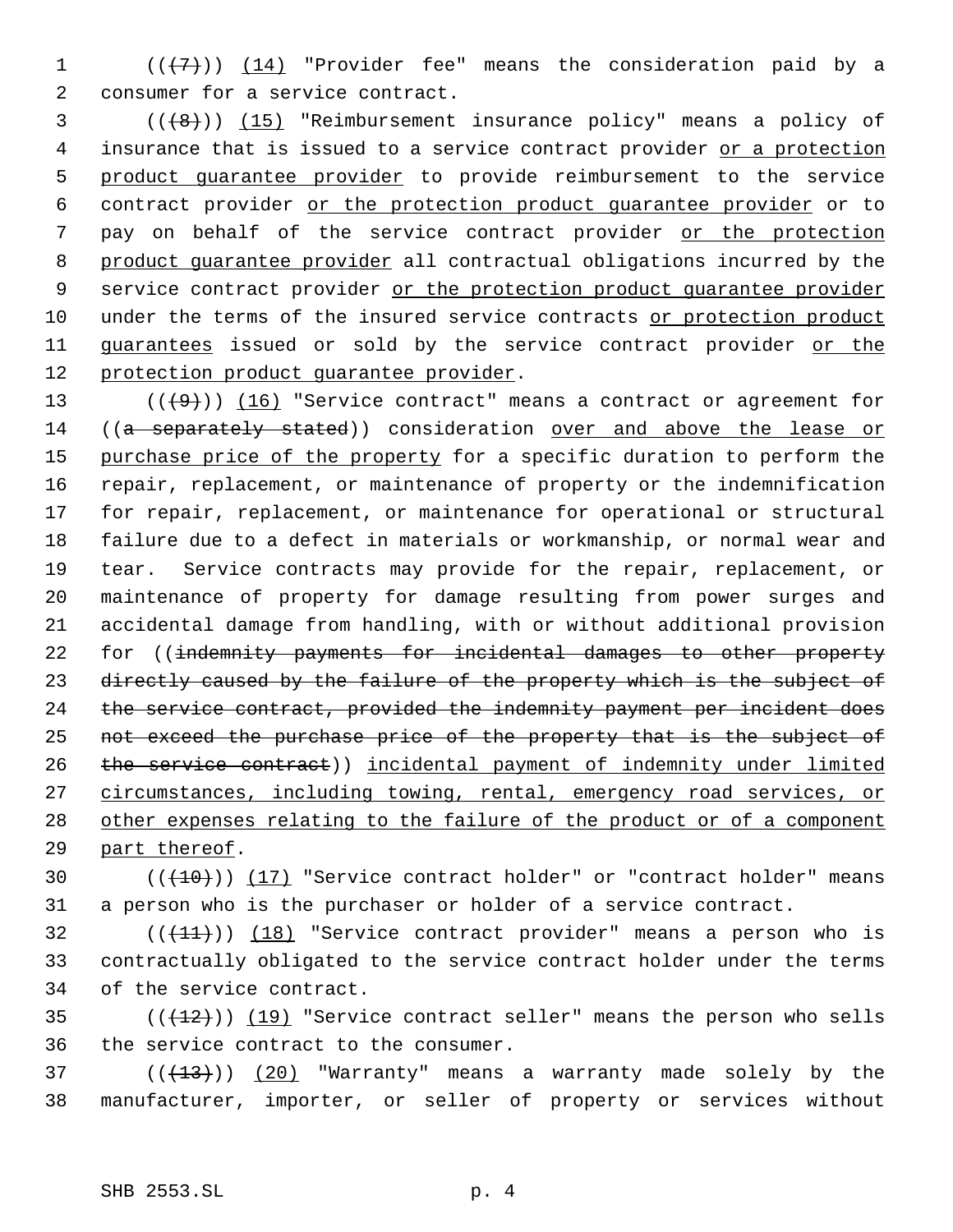(((7))) (14) "Provider fee" means the consideration paid by a consumer for a service contract.

(((8))) (15) "Reimbursement insurance policy" means a policy of insurance that is issued to a service contract provider or a protection product guarantee provider to provide reimbursement to the service contract provider or the protection product guarantee provider or to pay on behalf of the service contract provider or the protection product guarantee provider all contractual obligations incurred by the service contract provider or the protection product guarantee provider under the terms of the insured service contracts or protection product guarantees issued or sold by the service contract provider or the protection product guarantee provider.

(((9))) (16) "Service contract" means a contract or agreement for ((a separately stated)) consideration over and above the lease or purchase price of the property for a specific duration to perform the repair, replacement, or maintenance of property or the indemnification for repair, replacement, or maintenance for operational or structural failure due to a defect in materials or workmanship, or normal wear and tear. Service contracts may provide for the repair, replacement, or maintenance of property for damage resulting from power surges and accidental damage from handling, with or without additional provision for ((indemnity payments for incidental damages to other property directly caused by the failure of the property which is the subject of the service contract, provided the indemnity payment per incident does not exceed the purchase price of the property that is the subject of the service contract)) incidental payment of indemnity under limited circumstances, including towing, rental, emergency road services, or other expenses relating to the failure of the product or of a component part thereof.

(((10))) (17) "Service contract holder" or "contract holder" means a person who is the purchaser or holder of a service contract.

(((11))) (18) "Service contract provider" means a person who is contractually obligated to the service contract holder under the terms of the service contract.

(((12))) (19) "Service contract seller" means the person who sells the service contract to the consumer.

(((13))) (20) "Warranty" means a warranty made solely by the manufacturer, importer, or seller of property or services without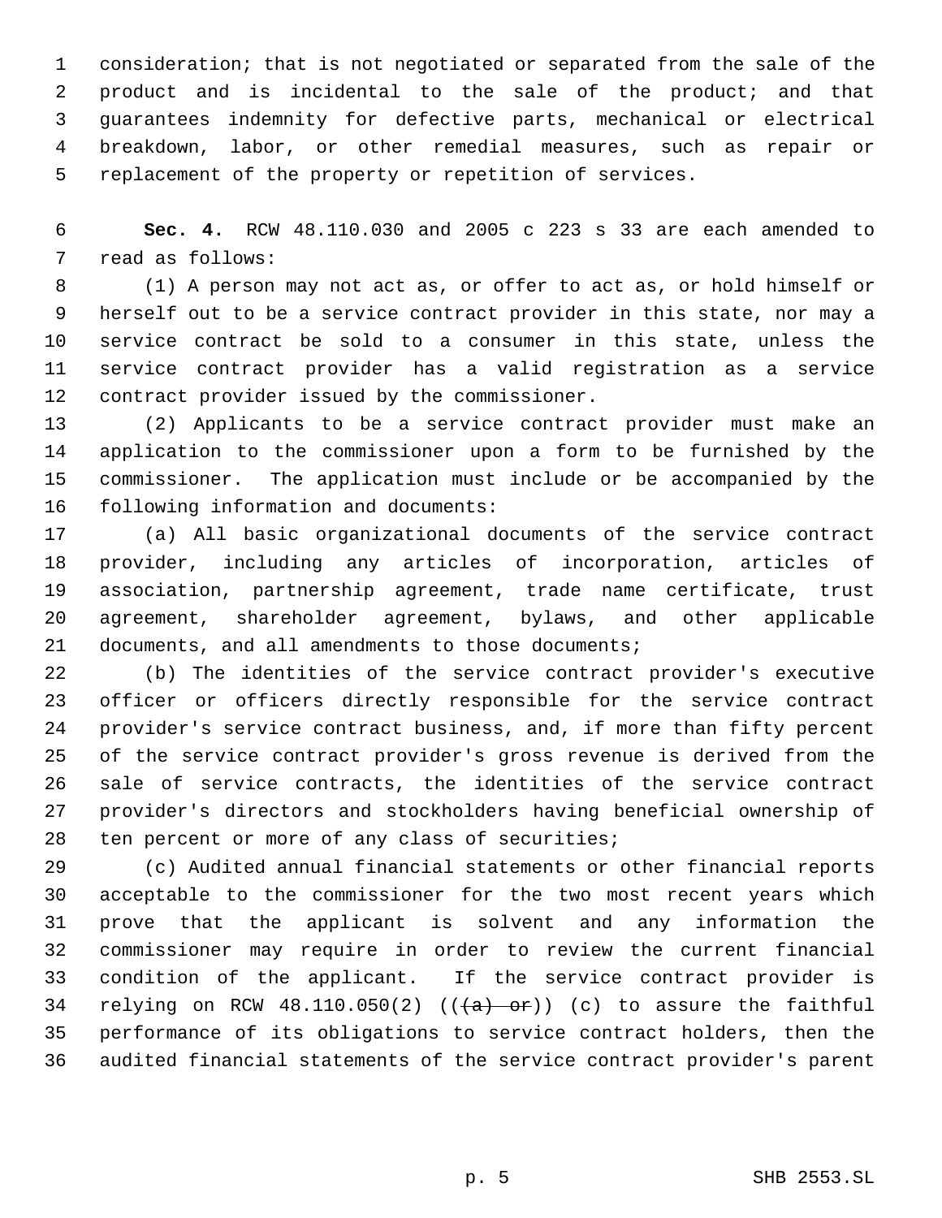consideration; that is not negotiated or separated from the sale of the product and is incidental to the sale of the product; and that guarantees indemnity for defective parts, mechanical or electrical breakdown, labor, or other remedial measures, such as repair or replacement of the property or repetition of services.

**Sec. 4.** RCW 48.110.030 and 2005 c 223 s 33 are each amended to read as follows:

(1) A person may not act as, or offer to act as, or hold himself or herself out to be a service contract provider in this state, nor may a service contract be sold to a consumer in this state, unless the service contract provider has a valid registration as a service contract provider issued by the commissioner.

(2) Applicants to be a service contract provider must make an application to the commissioner upon a form to be furnished by the commissioner. The application must include or be accompanied by the following information and documents:

(a) All basic organizational documents of the service contract provider, including any articles of incorporation, articles of association, partnership agreement, trade name certificate, trust agreement, shareholder agreement, bylaws, and other applicable documents, and all amendments to those documents;

(b) The identities of the service contract provider's executive officer or officers directly responsible for the service contract provider's service contract business, and, if more than fifty percent of the service contract provider's gross revenue is derived from the sale of service contracts, the identities of the service contract provider's directors and stockholders having beneficial ownership of ten percent or more of any class of securities;

(c) Audited annual financial statements or other financial reports acceptable to the commissioner for the two most recent years which prove that the applicant is solvent and any information the commissioner may require in order to review the current financial condition of the applicant. If the service contract provider is relying on RCW 48.110.050(2) ((~~(a) or~~)) (c) to assure the faithful performance of its obligations to service contract holders, then the audited financial statements of the service contract provider's parent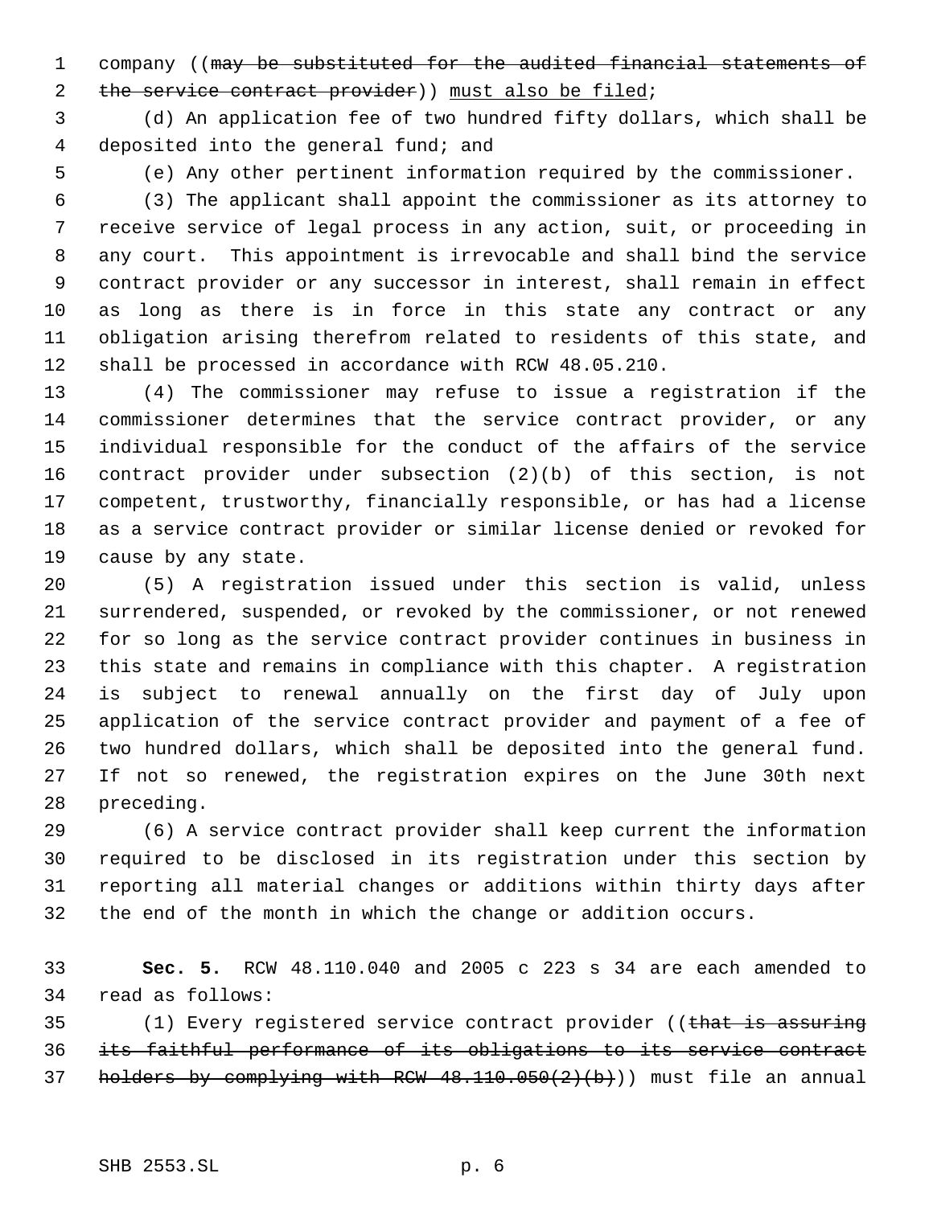company ((~~may be substituted for the audited financial statements of the service contract provider~~)) <u>must also be filed</u>;

(d) An application fee of two hundred fifty dollars, which shall be deposited into the general fund; and

(e) Any other pertinent information required by the commissioner.

(3) The applicant shall appoint the commissioner as its attorney to receive service of legal process in any action, suit, or proceeding in any court. This appointment is irrevocable and shall bind the service contract provider or any successor in interest, shall remain in effect as long as there is in force in this state any contract or any obligation arising therefrom related to residents of this state, and shall be processed in accordance with RCW 48.05.210.

(4) The commissioner may refuse to issue a registration if the commissioner determines that the service contract provider, or any individual responsible for the conduct of the affairs of the service contract provider under subsection (2)(b) of this section, is not competent, trustworthy, financially responsible, or has had a license as a service contract provider or similar license denied or revoked for cause by any state.

(5) A registration issued under this section is valid, unless surrendered, suspended, or revoked by the commissioner, or not renewed for so long as the service contract provider continues in business in this state and remains in compliance with this chapter. A registration is subject to renewal annually on the first day of July upon application of the service contract provider and payment of a fee of two hundred dollars, which shall be deposited into the general fund. If not so renewed, the registration expires on the June 30th next preceding.

(6) A service contract provider shall keep current the information required to be disclosed in its registration under this section by reporting all material changes or additions within thirty days after the end of the month in which the change or addition occurs.

**Sec. 5.** RCW 48.110.040 and 2005 c 223 s 34 are each amended to read as follows:

(1) Every registered service contract provider ((~~that is assuring its faithful performance of its obligations to its service contract holders by complying with RCW 48.110.050(2)(b)~~)) must file an annual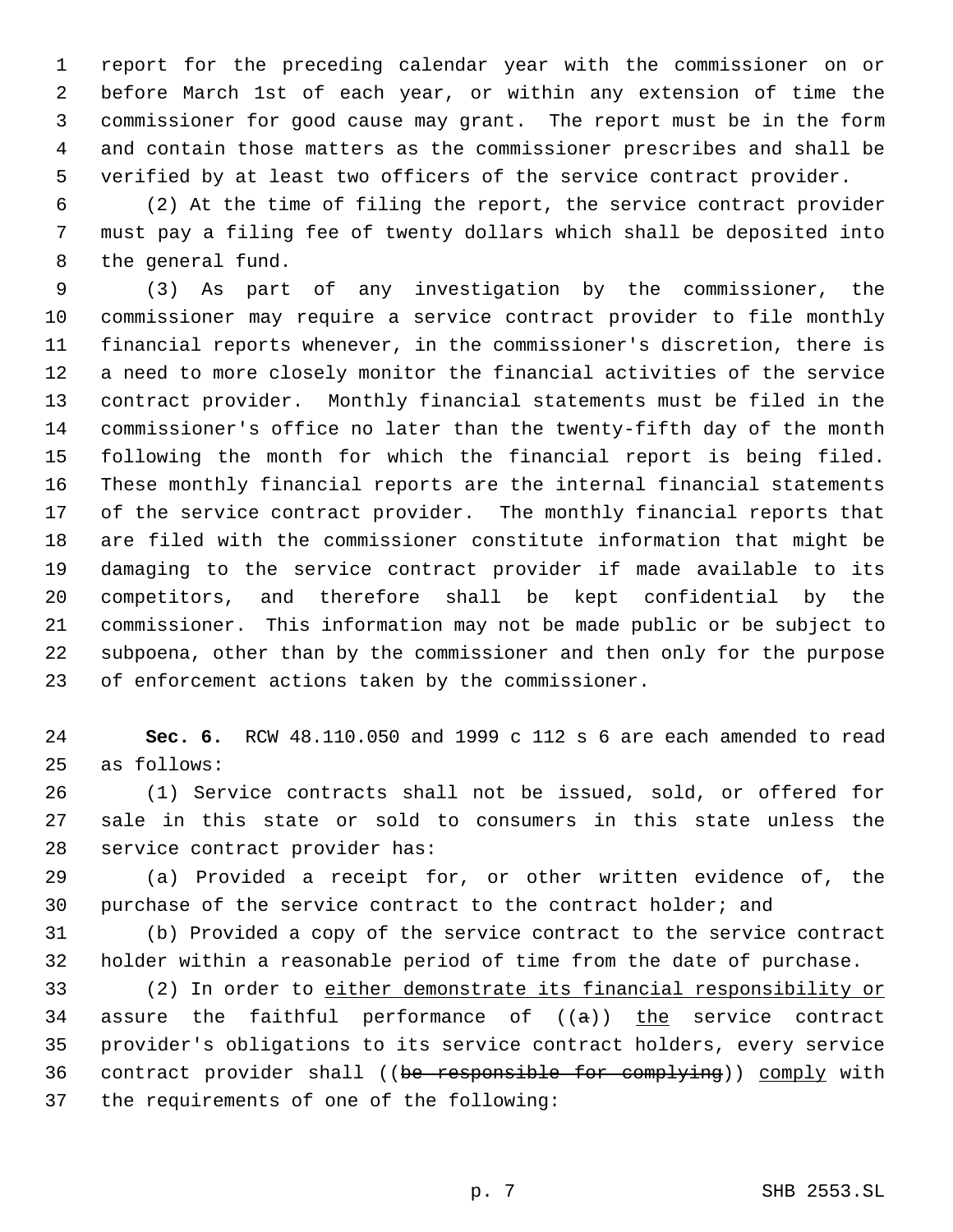report for the preceding calendar year with the commissioner on or before March 1st of each year, or within any extension of time the commissioner for good cause may grant. The report must be in the form and contain those matters as the commissioner prescribes and shall be verified by at least two officers of the service contract provider.

(2) At the time of filing the report, the service contract provider must pay a filing fee of twenty dollars which shall be deposited into the general fund.

(3) As part of any investigation by the commissioner, the commissioner may require a service contract provider to file monthly financial reports whenever, in the commissioner's discretion, there is a need to more closely monitor the financial activities of the service contract provider. Monthly financial statements must be filed in the commissioner's office no later than the twenty-fifth day of the month following the month for which the financial report is being filed. These monthly financial reports are the internal financial statements of the service contract provider. The monthly financial reports that are filed with the commissioner constitute information that might be damaging to the service contract provider if made available to its competitors, and therefore shall be kept confidential by the commissioner. This information may not be made public or be subject to subpoena, other than by the commissioner and then only for the purpose of enforcement actions taken by the commissioner.

**Sec. 6.** RCW 48.110.050 and 1999 c 112 s 6 are each amended to read as follows:

(1) Service contracts shall not be issued, sold, or offered for sale in this state or sold to consumers in this state unless the service contract provider has:

(a) Provided a receipt for, or other written evidence of, the purchase of the service contract to the contract holder; and

(b) Provided a copy of the service contract to the service contract holder within a reasonable period of time from the date of purchase.

(2) In order to <u>either demonstrate its financial responsibility or</u> assure the faithful performance of ((~~a~~)) <u>the</u> service contract provider's obligations to its service contract holders, every service contract provider shall ((~~be responsible for complying~~)) <u>comply</u> with the requirements of one of the following: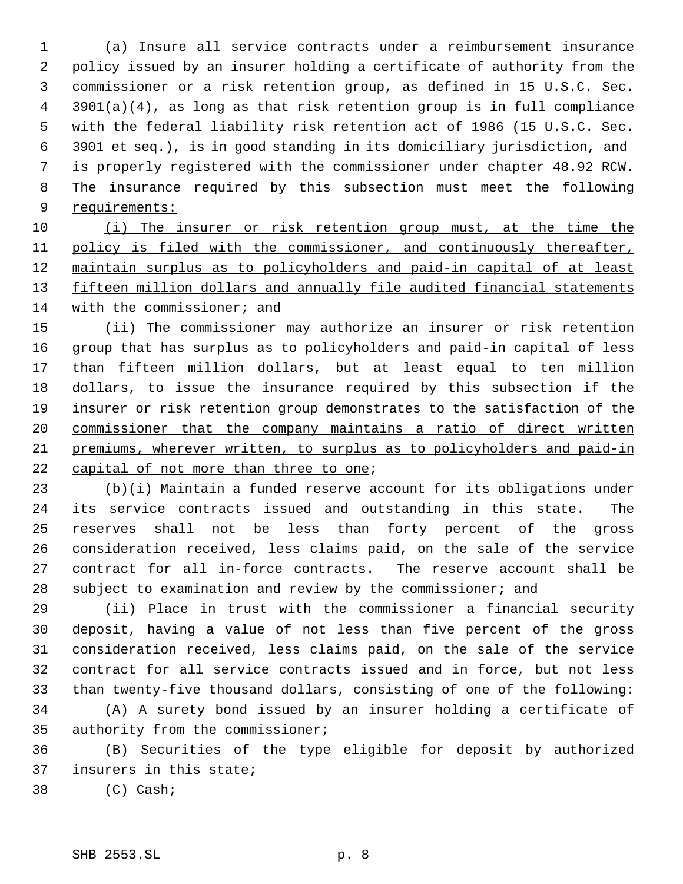(a) Insure all service contracts under a reimbursement insurance policy issued by an insurer holding a certificate of authority from the commissioner <u>or a risk retention group, as defined in 15 U.S.C. Sec. 3901(a)(4), as long as that risk retention group is in full compliance with the federal liability risk retention act of 1986 (15 U.S.C. Sec. 3901 et seq.), is in good standing in its domiciliary jurisdiction, and is properly registered with the commissioner under chapter 48.92 RCW. The insurance required by this subsection must meet the following requirements:</u>

<u>(i) The insurer or risk retention group must, at the time the policy is filed with the commissioner, and continuously thereafter, maintain surplus as to policyholders and paid-in capital of at least fifteen million dollars and annually file audited financial statements with the commissioner; and</u>

<u>(ii) The commissioner may authorize an insurer or risk retention group that has surplus as to policyholders and paid-in capital of less than fifteen million dollars, but at least equal to ten million dollars, to issue the insurance required by this subsection if the insurer or risk retention group demonstrates to the satisfaction of the commissioner that the company maintains a ratio of direct written premiums, wherever written, to surplus as to policyholders and paid-in capital of not more than three to one</u>;

(b)(i) Maintain a funded reserve account for its obligations under its service contracts issued and outstanding in this state. The reserves shall not be less than forty percent of the gross consideration received, less claims paid, on the sale of the service contract for all in-force contracts. The reserve account shall be subject to examination and review by the commissioner; and

(ii) Place in trust with the commissioner a financial security deposit, having a value of not less than five percent of the gross consideration received, less claims paid, on the sale of the service contract for all service contracts issued and in force, but not less than twenty-five thousand dollars, consisting of one of the following:

(A) A surety bond issued by an insurer holding a certificate of authority from the commissioner;

(B) Securities of the type eligible for deposit by authorized insurers in this state;

(C) Cash;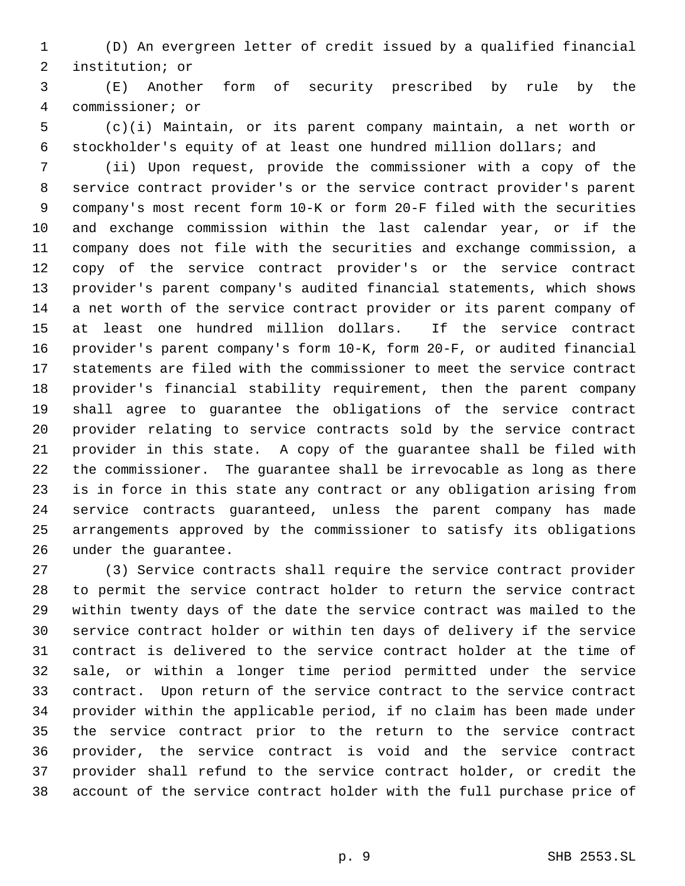(D) An evergreen letter of credit issued by a qualified financial institution; or

(E) Another form of security prescribed by rule by the commissioner; or

(c)(i) Maintain, or its parent company maintain, a net worth or stockholder's equity of at least one hundred million dollars; and

(ii) Upon request, provide the commissioner with a copy of the service contract provider's or the service contract provider's parent company's most recent form 10-K or form 20-F filed with the securities and exchange commission within the last calendar year, or if the company does not file with the securities and exchange commission, a copy of the service contract provider's or the service contract provider's parent company's audited financial statements, which shows a net worth of the service contract provider or its parent company of at least one hundred million dollars. If the service contract provider's parent company's form 10-K, form 20-F, or audited financial statements are filed with the commissioner to meet the service contract provider's financial stability requirement, then the parent company shall agree to guarantee the obligations of the service contract provider relating to service contracts sold by the service contract provider in this state. A copy of the guarantee shall be filed with the commissioner. The guarantee shall be irrevocable as long as there is in force in this state any contract or any obligation arising from service contracts guaranteed, unless the parent company has made arrangements approved by the commissioner to satisfy its obligations under the guarantee.

(3) Service contracts shall require the service contract provider to permit the service contract holder to return the service contract within twenty days of the date the service contract was mailed to the service contract holder or within ten days of delivery if the service contract is delivered to the service contract holder at the time of sale, or within a longer time period permitted under the service contract. Upon return of the service contract to the service contract provider within the applicable period, if no claim has been made under the service contract prior to the return to the service contract provider, the service contract is void and the service contract provider shall refund to the service contract holder, or credit the account of the service contract holder with the full purchase price of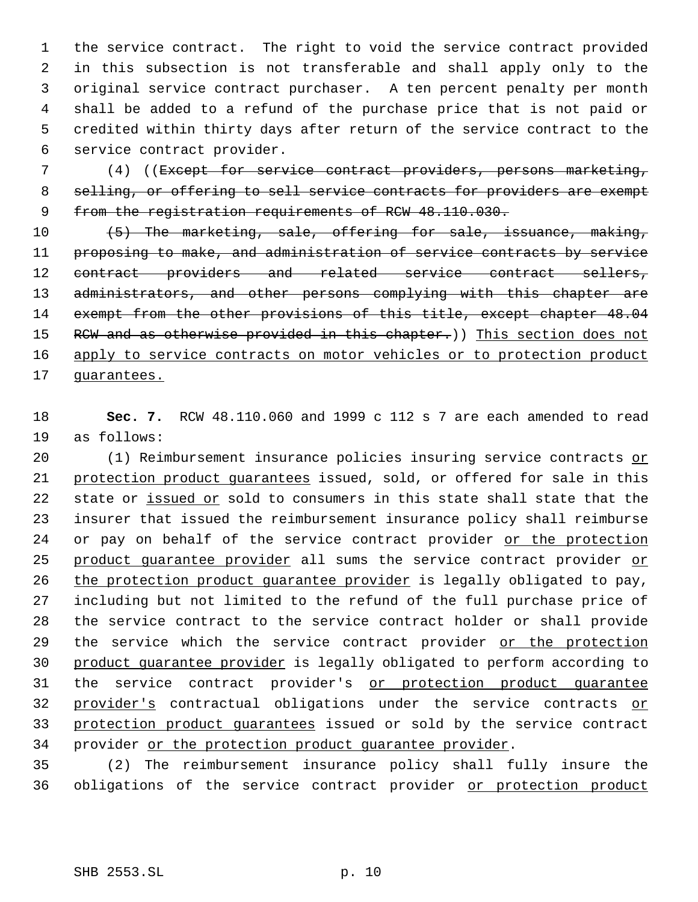the service contract. The right to void the service contract provided in this subsection is not transferable and shall apply only to the original service contract purchaser. A ten percent penalty per month shall be added to a refund of the purchase price that is not paid or credited within thirty days after return of the service contract to the service contract provider.

(4) ((~~Except for service contract providers, persons marketing, selling, or offering to sell service contracts for providers are exempt from the registration requirements of RCW 48.110.030.~~

~~(5) The marketing, sale, offering for sale, issuance, making, proposing to make, and administration of service contracts by service contract providers and related service contract sellers, administrators, and other persons complying with this chapter are exempt from the other provisions of this title, except chapter 48.04 RCW and as otherwise provided in this chapter.~~)) <u>This section does not apply to service contracts on motor vehicles or to protection product guarantees.</u>

**Sec. 7.** RCW 48.110.060 and 1999 c 112 s 7 are each amended to read as follows:

(1) Reimbursement insurance policies insuring service contracts <u>or protection product guarantees</u> issued, sold, or offered for sale in this state or <u>issued or</u> sold to consumers in this state shall state that the insurer that issued the reimbursement insurance policy shall reimburse or pay on behalf of the service contract provider <u>or the protection product guarantee provider</u> all sums the service contract provider <u>or the protection product guarantee provider</u> is legally obligated to pay, including but not limited to the refund of the full purchase price of the service contract to the service contract holder or shall provide the service which the service contract provider <u>or the protection product guarantee provider</u> is legally obligated to perform according to the service contract provider's <u>or protection product guarantee provider's</u> contractual obligations under the service contracts <u>or protection product guarantees</u> issued or sold by the service contract provider <u>or the protection product guarantee provider</u>.

(2) The reimbursement insurance policy shall fully insure the obligations of the service contract provider <u>or protection product</u>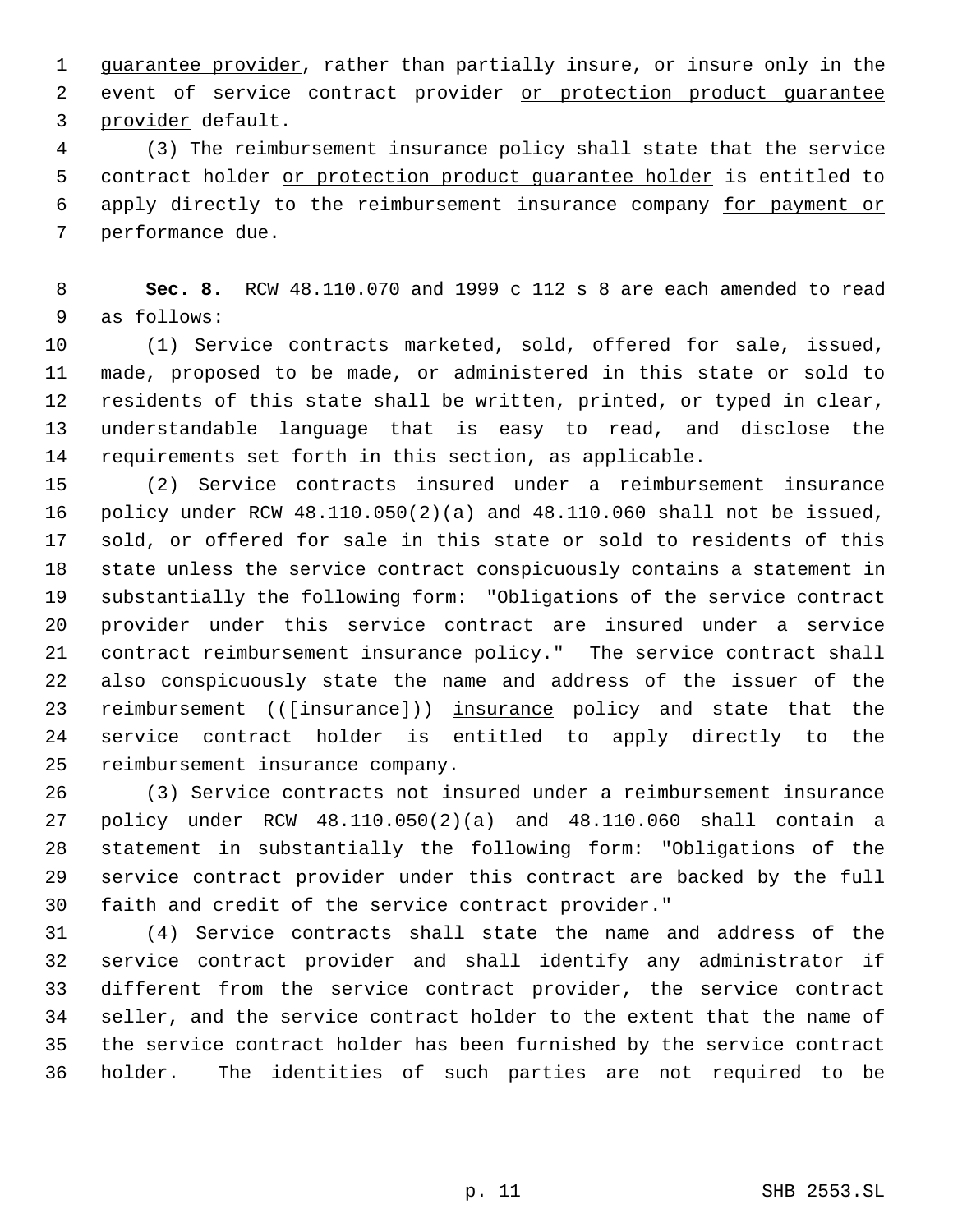guarantee provider, rather than partially insure, or insure only in the event of service contract provider or protection product guarantee provider default.

(3) The reimbursement insurance policy shall state that the service contract holder or protection product guarantee holder is entitled to apply directly to the reimbursement insurance company for payment or performance due.

**Sec. 8.** RCW 48.110.070 and 1999 c 112 s 8 are each amended to read as follows:

(1) Service contracts marketed, sold, offered for sale, issued, made, proposed to be made, or administered in this state or sold to residents of this state shall be written, printed, or typed in clear, understandable language that is easy to read, and disclose the requirements set forth in this section, as applicable.

(2) Service contracts insured under a reimbursement insurance policy under RCW 48.110.050(2)(a) and 48.110.060 shall not be issued, sold, or offered for sale in this state or sold to residents of this state unless the service contract conspicuously contains a statement in substantially the following form: "Obligations of the service contract provider under this service contract are insured under a service contract reimbursement insurance policy." The service contract shall also conspicuously state the name and address of the issuer of the reimbursement (([insurance])) insurance policy and state that the service contract holder is entitled to apply directly to the reimbursement insurance company.

(3) Service contracts not insured under a reimbursement insurance policy under RCW 48.110.050(2)(a) and 48.110.060 shall contain a statement in substantially the following form: "Obligations of the service contract provider under this contract are backed by the full faith and credit of the service contract provider."

(4) Service contracts shall state the name and address of the service contract provider and shall identify any administrator if different from the service contract provider, the service contract seller, and the service contract holder to the extent that the name of the service contract holder has been furnished by the service contract holder. The identities of such parties are not required to be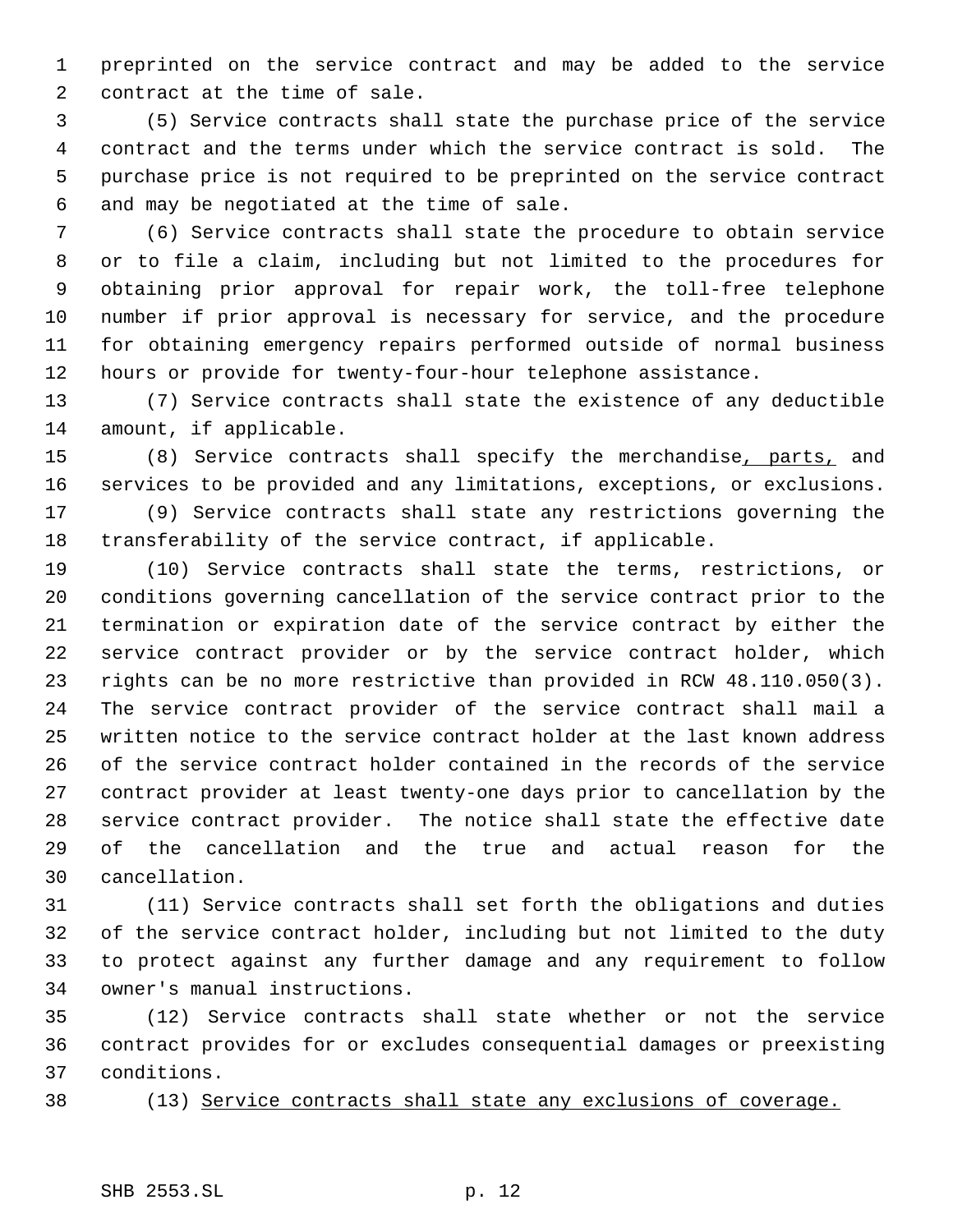preprinted on the service contract and may be added to the service contract at the time of sale.

(5) Service contracts shall state the purchase price of the service contract and the terms under which the service contract is sold. The purchase price is not required to be preprinted on the service contract and may be negotiated at the time of sale.

(6) Service contracts shall state the procedure to obtain service or to file a claim, including but not limited to the procedures for obtaining prior approval for repair work, the toll-free telephone number if prior approval is necessary for service, and the procedure for obtaining emergency repairs performed outside of normal business hours or provide for twenty-four-hour telephone assistance.

(7) Service contracts shall state the existence of any deductible amount, if applicable.

(8) Service contracts shall specify the merchandise, parts, and services to be provided and any limitations, exceptions, or exclusions.

(9) Service contracts shall state any restrictions governing the transferability of the service contract, if applicable.

(10) Service contracts shall state the terms, restrictions, or conditions governing cancellation of the service contract prior to the termination or expiration date of the service contract by either the service contract provider or by the service contract holder, which rights can be no more restrictive than provided in RCW 48.110.050(3). The service contract provider of the service contract shall mail a written notice to the service contract holder at the last known address of the service contract holder contained in the records of the service contract provider at least twenty-one days prior to cancellation by the service contract provider. The notice shall state the effective date of the cancellation and the true and actual reason for the cancellation.

(11) Service contracts shall set forth the obligations and duties of the service contract holder, including but not limited to the duty to protect against any further damage and any requirement to follow owner's manual instructions.

(12) Service contracts shall state whether or not the service contract provides for or excludes consequential damages or preexisting conditions.

(13) Service contracts shall state any exclusions of coverage.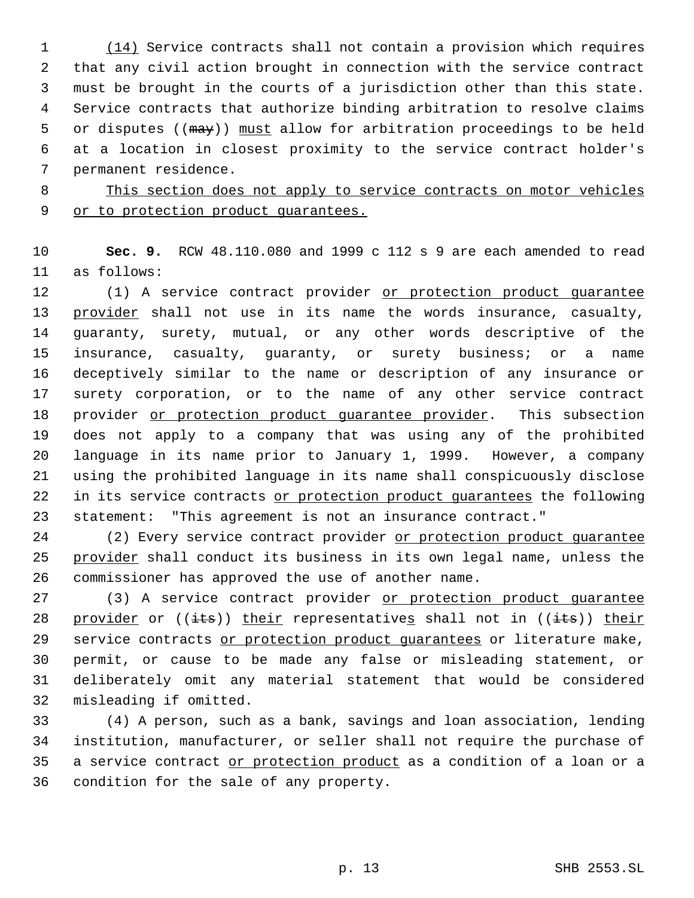(14) Service contracts shall not contain a provision which requires that any civil action brought in connection with the service contract must be brought in the courts of a jurisdiction other than this state. Service contracts that authorize binding arbitration to resolve claims or disputes ((may)) must allow for arbitration proceedings to be held at a location in closest proximity to the service contract holder's permanent residence.

This section does not apply to service contracts on motor vehicles or to protection product guarantees.

**Sec. 9.** RCW 48.110.080 and 1999 c 112 s 9 are each amended to read as follows:

(1) A service contract provider or protection product guarantee provider shall not use in its name the words insurance, casualty, guaranty, surety, mutual, or any other words descriptive of the insurance, casualty, guaranty, or surety business; or a name deceptively similar to the name or description of any insurance or surety corporation, or to the name of any other service contract provider or protection product guarantee provider. This subsection does not apply to a company that was using any of the prohibited language in its name prior to January 1, 1999. However, a company using the prohibited language in its name shall conspicuously disclose in its service contracts or protection product guarantees the following statement: "This agreement is not an insurance contract."

(2) Every service contract provider or protection product guarantee provider shall conduct its business in its own legal name, unless the commissioner has approved the use of another name.

(3) A service contract provider or protection product guarantee provider or ((its)) their representatives shall not in ((its)) their service contracts or protection product guarantees or literature make, permit, or cause to be made any false or misleading statement, or deliberately omit any material statement that would be considered misleading if omitted.

(4) A person, such as a bank, savings and loan association, lending institution, manufacturer, or seller shall not require the purchase of a service contract or protection product as a condition of a loan or a condition for the sale of any property.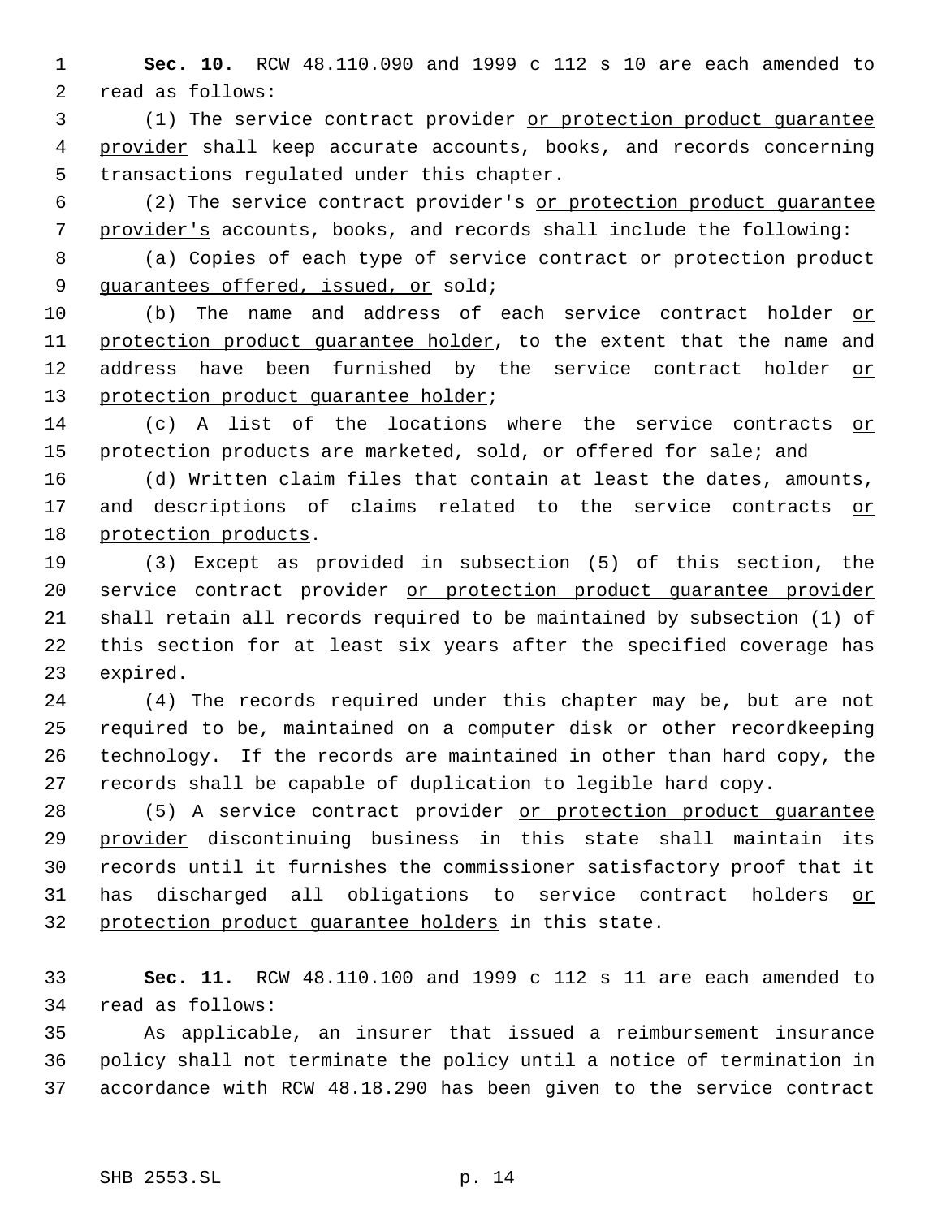**Sec. 10.** RCW 48.110.090 and 1999 c 112 s 10 are each amended to read as follows:

(1) The service contract provider or protection product guarantee provider shall keep accurate accounts, books, and records concerning transactions regulated under this chapter.

(2) The service contract provider's or protection product guarantee provider's accounts, books, and records shall include the following:

(a) Copies of each type of service contract or protection product guarantees offered, issued, or sold;

(b) The name and address of each service contract holder or protection product guarantee holder, to the extent that the name and address have been furnished by the service contract holder or protection product guarantee holder;

(c) A list of the locations where the service contracts or protection products are marketed, sold, or offered for sale; and

(d) Written claim files that contain at least the dates, amounts, and descriptions of claims related to the service contracts or protection products.

(3) Except as provided in subsection (5) of this section, the service contract provider or protection product guarantee provider shall retain all records required to be maintained by subsection (1) of this section for at least six years after the specified coverage has expired.

(4) The records required under this chapter may be, but are not required to be, maintained on a computer disk or other recordkeeping technology. If the records are maintained in other than hard copy, the records shall be capable of duplication to legible hard copy.

(5) A service contract provider or protection product guarantee provider discontinuing business in this state shall maintain its records until it furnishes the commissioner satisfactory proof that it has discharged all obligations to service contract holders or protection product guarantee holders in this state.

**Sec. 11.** RCW 48.110.100 and 1999 c 112 s 11 are each amended to read as follows:

As applicable, an insurer that issued a reimbursement insurance policy shall not terminate the policy until a notice of termination in accordance with RCW 48.18.290 has been given to the service contract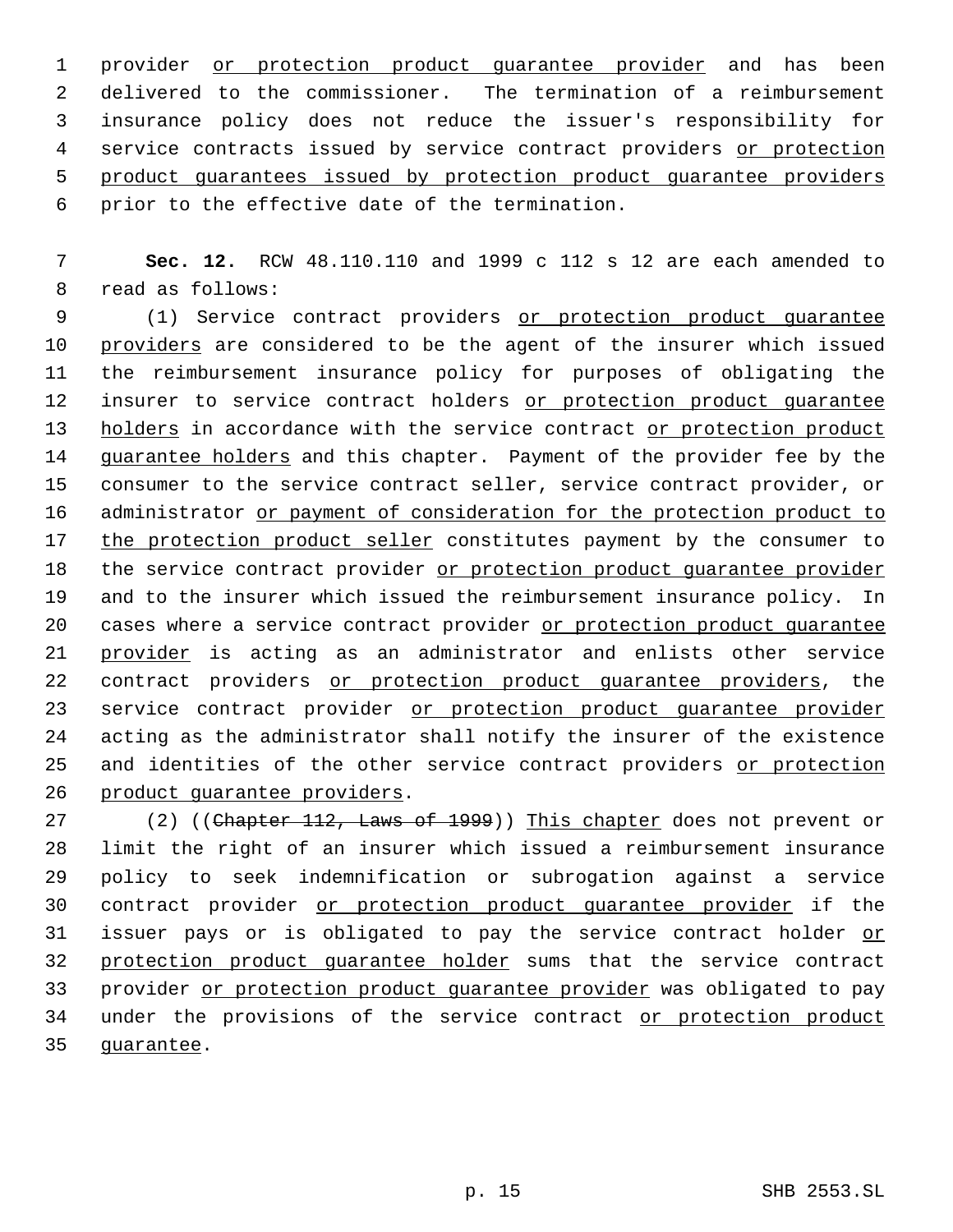provider <u>or protection product guarantee provider</u> and has been delivered to the commissioner. The termination of a reimbursement insurance policy does not reduce the issuer's responsibility for service contracts issued by service contract providers <u>or protection product guarantees issued by protection product guarantee providers</u> prior to the effective date of the termination.

**Sec. 12.** RCW 48.110.110 and 1999 c 112 s 12 are each amended to read as follows:

(1) Service contract providers <u>or protection product guarantee providers</u> are considered to be the agent of the insurer which issued the reimbursement insurance policy for purposes of obligating the insurer to service contract holders <u>or protection product guarantee holders</u> in accordance with the service contract <u>or protection product guarantee holders</u> and this chapter. Payment of the provider fee by the consumer to the service contract seller, service contract provider, or administrator <u>or payment of consideration for the protection product to the protection product seller</u> constitutes payment by the consumer to the service contract provider <u>or protection product guarantee provider</u> and to the insurer which issued the reimbursement insurance policy. In cases where a service contract provider <u>or protection product guarantee provider</u> is acting as an administrator and enlists other service contract providers <u>or protection product guarantee providers</u>, the service contract provider <u>or protection product guarantee provider</u> acting as the administrator shall notify the insurer of the existence and identities of the other service contract providers <u>or protection product guarantee providers</u>.

(2) ((~~Chapter 112, Laws of 1999~~)) <u>This chapter</u> does not prevent or limit the right of an insurer which issued a reimbursement insurance policy to seek indemnification or subrogation against a service contract provider <u>or protection product guarantee provider</u> if the issuer pays or is obligated to pay the service contract holder <u>or protection product guarantee holder</u> sums that the service contract provider <u>or protection product guarantee provider</u> was obligated to pay under the provisions of the service contract <u>or protection product guarantee</u>.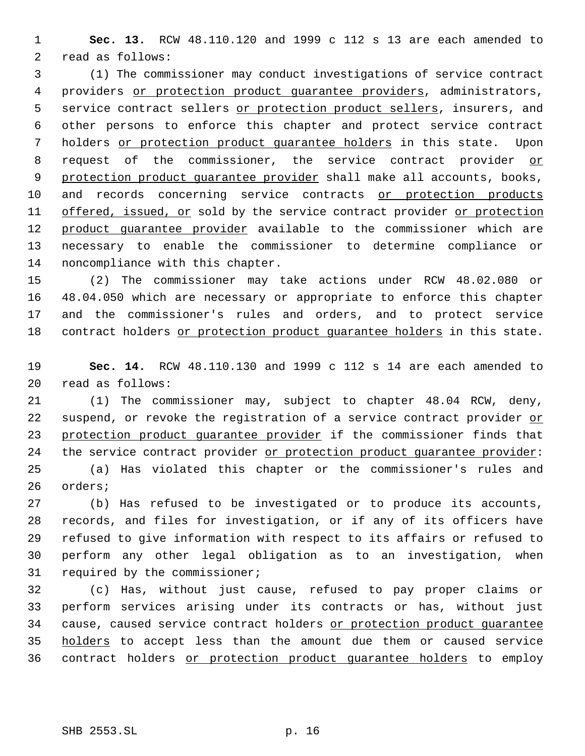**Sec. 13.** RCW 48.110.120 and 1999 c 112 s 13 are each amended to read as follows:

(1) The commissioner may conduct investigations of service contract providers <u>or protection product guarantee providers</u>, administrators, service contract sellers <u>or protection product sellers</u>, insurers, and other persons to enforce this chapter and protect service contract holders <u>or protection product guarantee holders</u> in this state. Upon request of the commissioner, the service contract provider <u>or protection product guarantee provider</u> shall make all accounts, books, and records concerning service contracts <u>or protection products offered, issued, or</u> sold by the service contract provider <u>or protection product guarantee provider</u> available to the commissioner which are necessary to enable the commissioner to determine compliance or noncompliance with this chapter.

(2) The commissioner may take actions under RCW 48.02.080 or 48.04.050 which are necessary or appropriate to enforce this chapter and the commissioner's rules and orders, and to protect service contract holders <u>or protection product guarantee holders</u> in this state.

**Sec. 14.** RCW 48.110.130 and 1999 c 112 s 14 are each amended to read as follows:

(1) The commissioner may, subject to chapter 48.04 RCW, deny, suspend, or revoke the registration of a service contract provider <u>or protection product guarantee provider</u> if the commissioner finds that the service contract provider <u>or protection product guarantee provider</u>:

(a) Has violated this chapter or the commissioner's rules and orders;

(b) Has refused to be investigated or to produce its accounts, records, and files for investigation, or if any of its officers have refused to give information with respect to its affairs or refused to perform any other legal obligation as to an investigation, when required by the commissioner;

(c) Has, without just cause, refused to pay proper claims or perform services arising under its contracts or has, without just cause, caused service contract holders <u>or protection product guarantee holders</u> to accept less than the amount due them or caused service contract holders <u>or protection product guarantee holders</u> to employ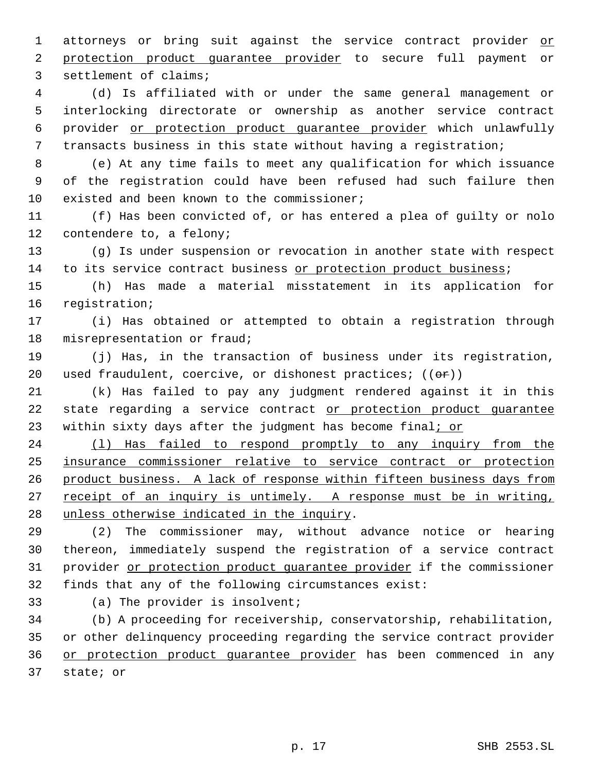attorneys or bring suit against the service contract provider or protection product guarantee provider to secure full payment or settlement of claims;

(d) Is affiliated with or under the same general management or interlocking directorate or ownership as another service contract provider or protection product guarantee provider which unlawfully transacts business in this state without having a registration;

(e) At any time fails to meet any qualification for which issuance of the registration could have been refused had such failure then existed and been known to the commissioner;

(f) Has been convicted of, or has entered a plea of guilty or nolo contendere to, a felony;

(g) Is under suspension or revocation in another state with respect to its service contract business or protection product business;

(h) Has made a material misstatement in its application for registration;

(i) Has obtained or attempted to obtain a registration through misrepresentation or fraud;

(j) Has, in the transaction of business under its registration, used fraudulent, coercive, or dishonest practices; ((~~or~~))

(k) Has failed to pay any judgment rendered against it in this state regarding a service contract or protection product guarantee within sixty days after the judgment has become final; or

(l) Has failed to respond promptly to any inquiry from the insurance commissioner relative to service contract or protection product business. A lack of response within fifteen business days from receipt of an inquiry is untimely. A response must be in writing, unless otherwise indicated in the inquiry.

(2) The commissioner may, without advance notice or hearing thereon, immediately suspend the registration of a service contract provider or protection product guarantee provider if the commissioner finds that any of the following circumstances exist:

(a) The provider is insolvent;

(b) A proceeding for receivership, conservatorship, rehabilitation, or other delinquency proceeding regarding the service contract provider or protection product guarantee provider has been commenced in any state; or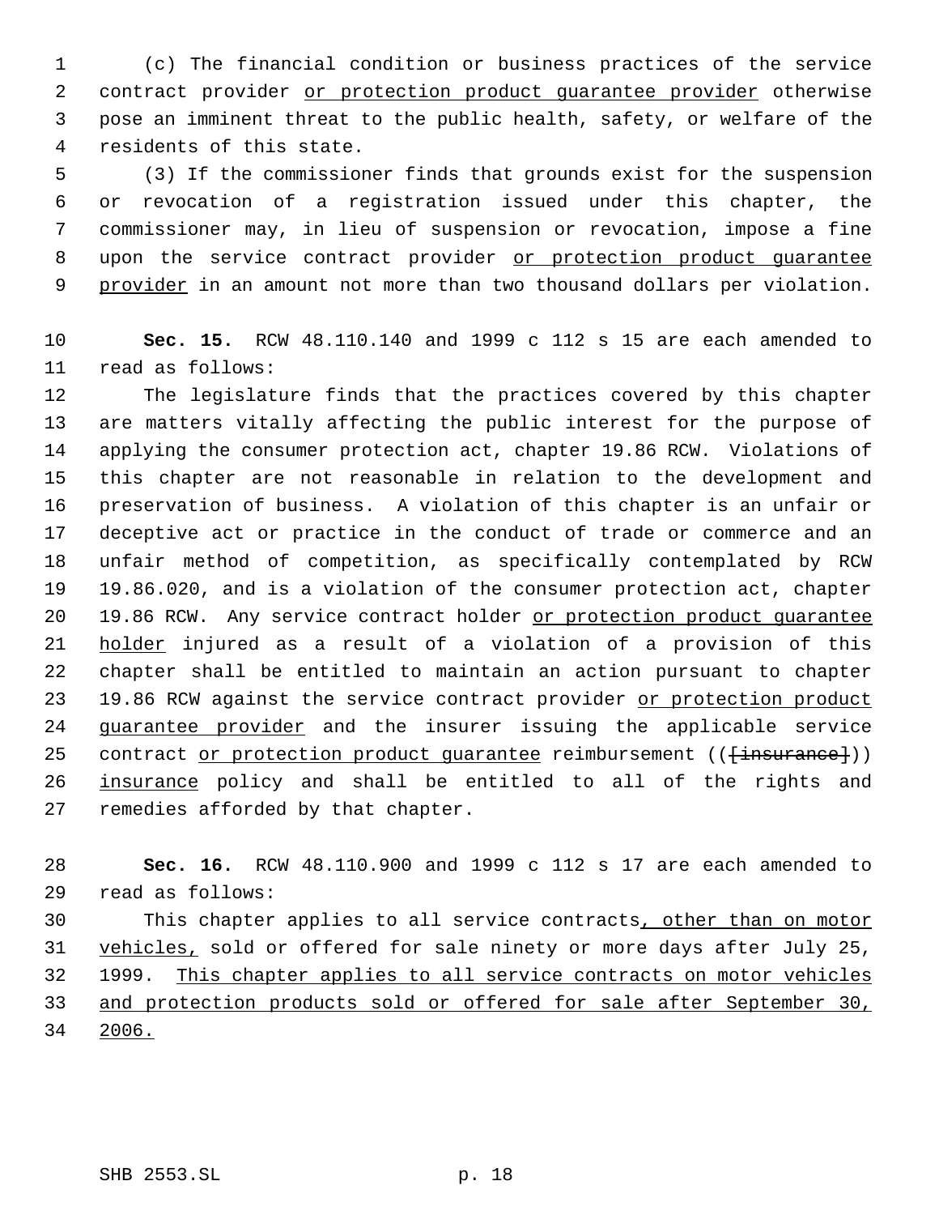(c) The financial condition or business practices of the service contract provider <u>or protection product guarantee provider</u> otherwise pose an imminent threat to the public health, safety, or welfare of the residents of this state.

(3) If the commissioner finds that grounds exist for the suspension or revocation of a registration issued under this chapter, the commissioner may, in lieu of suspension or revocation, impose a fine upon the service contract provider <u>or protection product guarantee provider</u> in an amount not more than two thousand dollars per violation.

**Sec. 15.** RCW 48.110.140 and 1999 c 112 s 15 are each amended to read as follows:

The legislature finds that the practices covered by this chapter are matters vitally affecting the public interest for the purpose of applying the consumer protection act, chapter 19.86 RCW. Violations of this chapter are not reasonable in relation to the development and preservation of business. A violation of this chapter is an unfair or deceptive act or practice in the conduct of trade or commerce and an unfair method of competition, as specifically contemplated by RCW 19.86.020, and is a violation of the consumer protection act, chapter 19.86 RCW. Any service contract holder <u>or protection product guarantee holder</u> injured as a result of a violation of a provision of this chapter shall be entitled to maintain an action pursuant to chapter 19.86 RCW against the service contract provider <u>or protection product guarantee provider</u> and the insurer issuing the applicable service contract <u>or protection product guarantee</u> reimbursement ((~~[insurance]~~)) <u>insurance</u> policy and shall be entitled to all of the rights and remedies afforded by that chapter.

**Sec. 16.** RCW 48.110.900 and 1999 c 112 s 17 are each amended to read as follows:

This chapter applies to all service contracts<u>, other than on motor vehicles,</u> sold or offered for sale ninety or more days after July 25, 1999. <u>This chapter applies to all service contracts on motor vehicles and protection products sold or offered for sale after September 30, 2006.</u>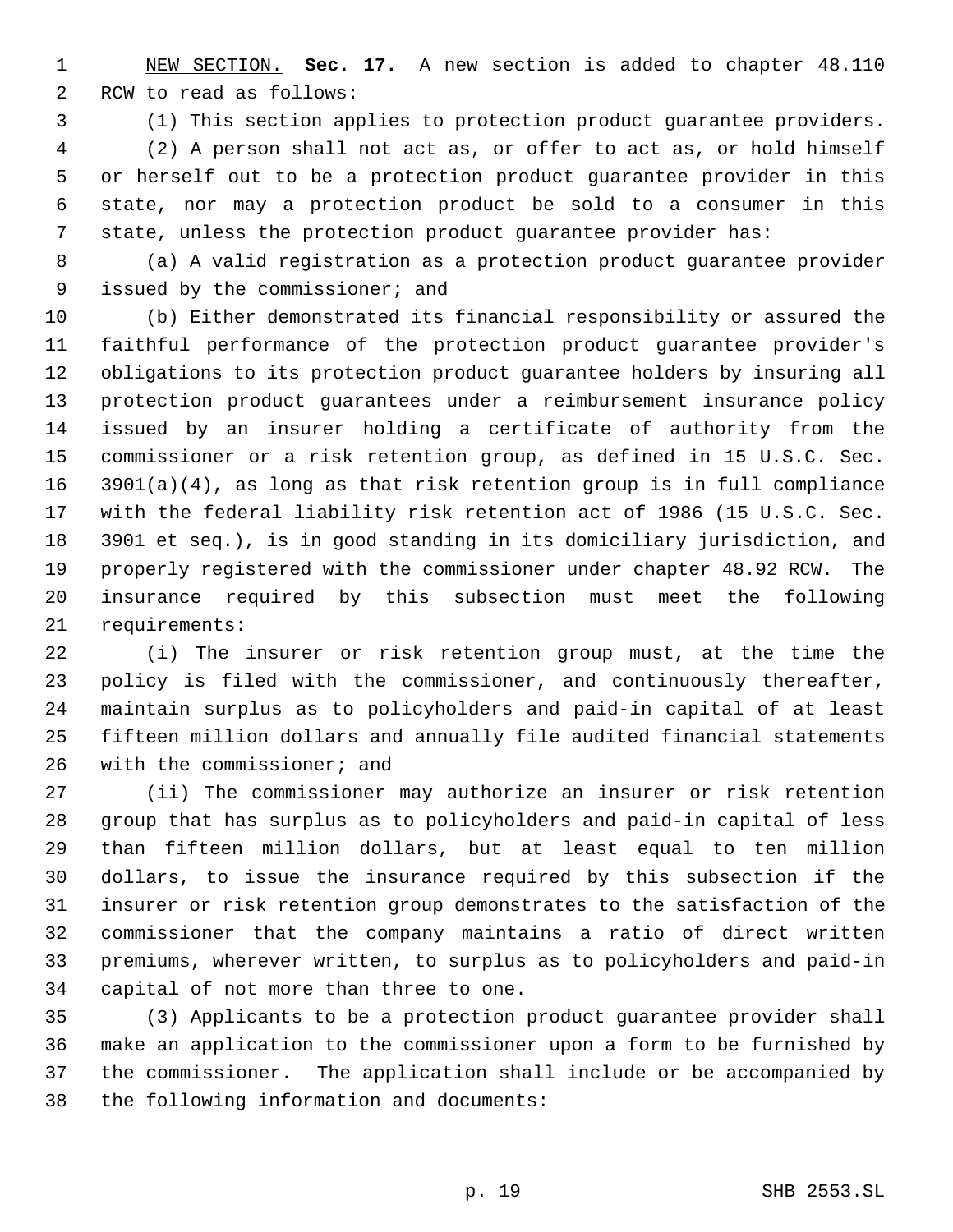NEW SECTION. **Sec. 17.** A new section is added to chapter 48.110 RCW to read as follows:

(1) This section applies to protection product guarantee providers.

(2) A person shall not act as, or offer to act as, or hold himself or herself out to be a protection product guarantee provider in this state, nor may a protection product be sold to a consumer in this state, unless the protection product guarantee provider has:

(a) A valid registration as a protection product guarantee provider issued by the commissioner; and

(b) Either demonstrated its financial responsibility or assured the faithful performance of the protection product guarantee provider's obligations to its protection product guarantee holders by insuring all protection product guarantees under a reimbursement insurance policy issued by an insurer holding a certificate of authority from the commissioner or a risk retention group, as defined in 15 U.S.C. Sec. 3901(a)(4), as long as that risk retention group is in full compliance with the federal liability risk retention act of 1986 (15 U.S.C. Sec. 3901 et seq.), is in good standing in its domiciliary jurisdiction, and properly registered with the commissioner under chapter 48.92 RCW. The insurance required by this subsection must meet the following requirements:

(i) The insurer or risk retention group must, at the time the policy is filed with the commissioner, and continuously thereafter, maintain surplus as to policyholders and paid-in capital of at least fifteen million dollars and annually file audited financial statements with the commissioner; and

(ii) The commissioner may authorize an insurer or risk retention group that has surplus as to policyholders and paid-in capital of less than fifteen million dollars, but at least equal to ten million dollars, to issue the insurance required by this subsection if the insurer or risk retention group demonstrates to the satisfaction of the commissioner that the company maintains a ratio of direct written premiums, wherever written, to surplus as to policyholders and paid-in capital of not more than three to one.

(3) Applicants to be a protection product guarantee provider shall make an application to the commissioner upon a form to be furnished by the commissioner. The application shall include or be accompanied by the following information and documents: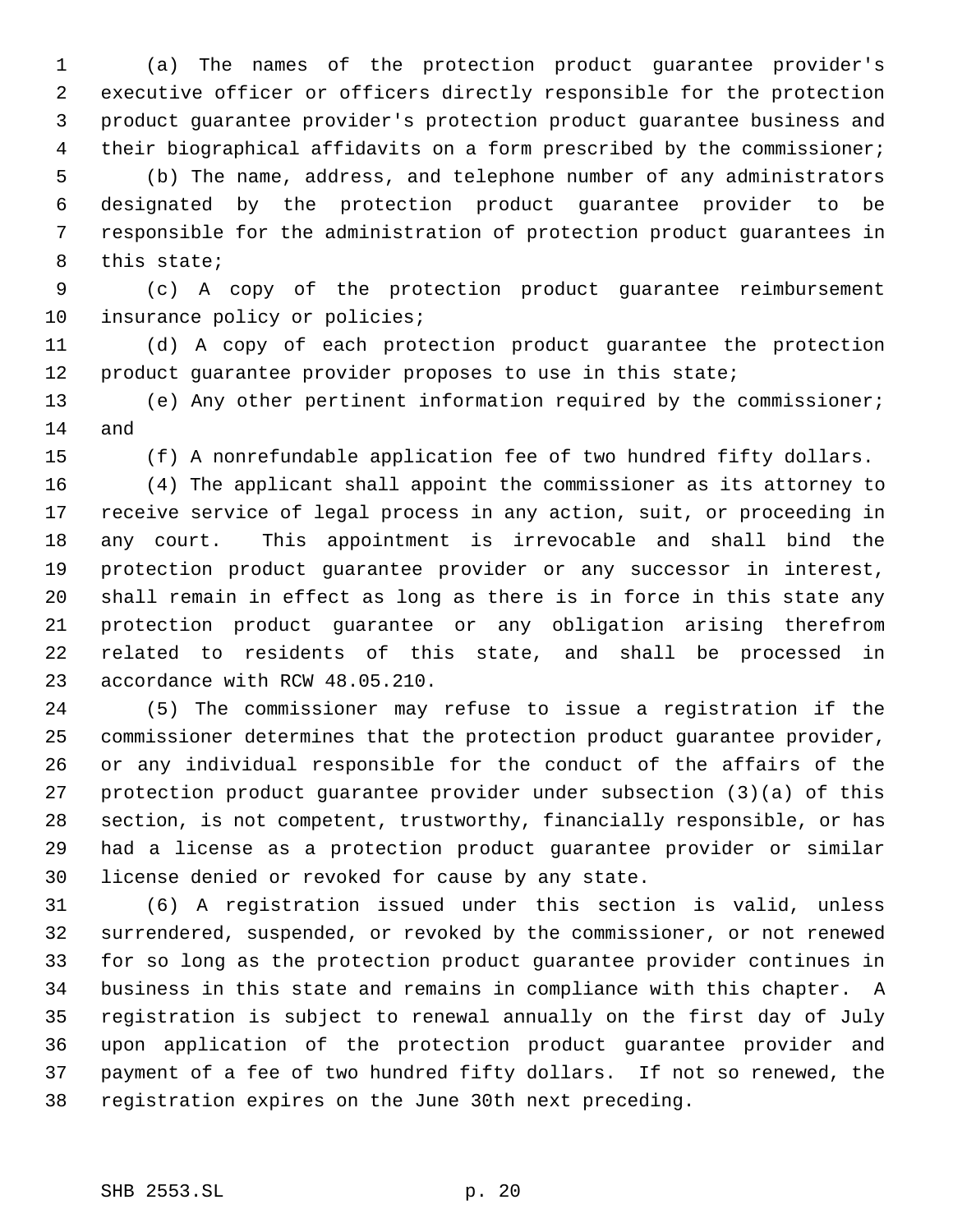(a) The names of the protection product guarantee provider's executive officer or officers directly responsible for the protection product guarantee provider's protection product guarantee business and their biographical affidavits on a form prescribed by the commissioner;

(b) The name, address, and telephone number of any administrators designated by the protection product guarantee provider to be responsible for the administration of protection product guarantees in this state;

(c) A copy of the protection product guarantee reimbursement insurance policy or policies;

(d) A copy of each protection product guarantee the protection product guarantee provider proposes to use in this state;

(e) Any other pertinent information required by the commissioner; and

(f) A nonrefundable application fee of two hundred fifty dollars.

(4) The applicant shall appoint the commissioner as its attorney to receive service of legal process in any action, suit, or proceeding in any court. This appointment is irrevocable and shall bind the protection product guarantee provider or any successor in interest, shall remain in effect as long as there is in force in this state any protection product guarantee or any obligation arising therefrom related to residents of this state, and shall be processed in accordance with RCW 48.05.210.

(5) The commissioner may refuse to issue a registration if the commissioner determines that the protection product guarantee provider, or any individual responsible for the conduct of the affairs of the protection product guarantee provider under subsection (3)(a) of this section, is not competent, trustworthy, financially responsible, or has had a license as a protection product guarantee provider or similar license denied or revoked for cause by any state.

(6) A registration issued under this section is valid, unless surrendered, suspended, or revoked by the commissioner, or not renewed for so long as the protection product guarantee provider continues in business in this state and remains in compliance with this chapter. A registration is subject to renewal annually on the first day of July upon application of the protection product guarantee provider and payment of a fee of two hundred fifty dollars. If not so renewed, the registration expires on the June 30th next preceding.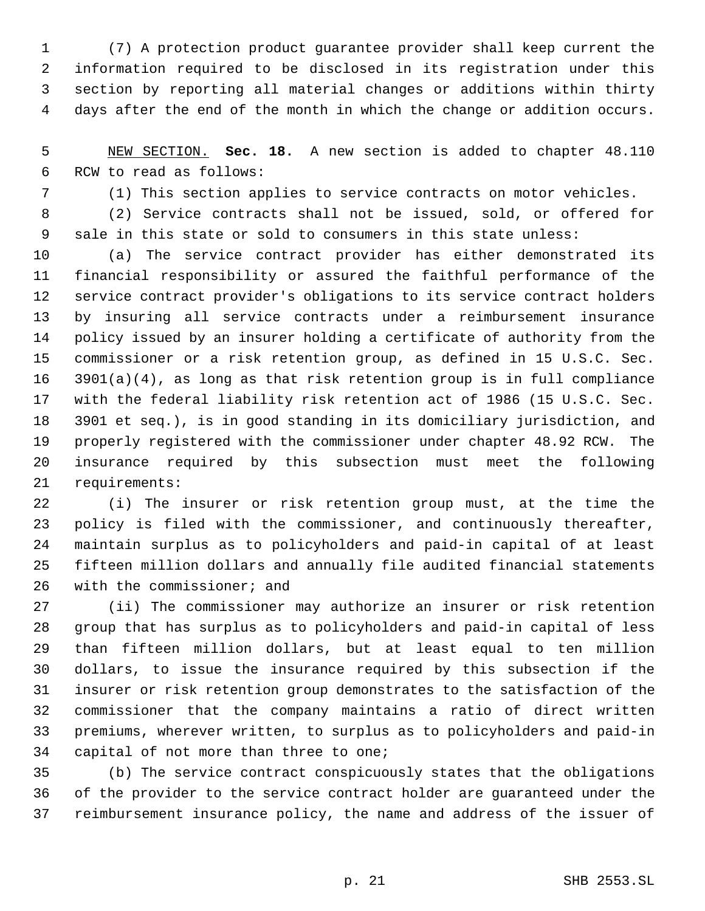(7) A protection product guarantee provider shall keep current the information required to be disclosed in its registration under this section by reporting all material changes or additions within thirty days after the end of the month in which the change or addition occurs.

NEW SECTION. **Sec. 18.** A new section is added to chapter 48.110 RCW to read as follows:

(1) This section applies to service contracts on motor vehicles.

(2) Service contracts shall not be issued, sold, or offered for sale in this state or sold to consumers in this state unless:

(a) The service contract provider has either demonstrated its financial responsibility or assured the faithful performance of the service contract provider's obligations to its service contract holders by insuring all service contracts under a reimbursement insurance policy issued by an insurer holding a certificate of authority from the commissioner or a risk retention group, as defined in 15 U.S.C. Sec. 3901(a)(4), as long as that risk retention group is in full compliance with the federal liability risk retention act of 1986 (15 U.S.C. Sec. 3901 et seq.), is in good standing in its domiciliary jurisdiction, and properly registered with the commissioner under chapter 48.92 RCW. The insurance required by this subsection must meet the following requirements:

(i) The insurer or risk retention group must, at the time the policy is filed with the commissioner, and continuously thereafter, maintain surplus as to policyholders and paid-in capital of at least fifteen million dollars and annually file audited financial statements with the commissioner; and

(ii) The commissioner may authorize an insurer or risk retention group that has surplus as to policyholders and paid-in capital of less than fifteen million dollars, but at least equal to ten million dollars, to issue the insurance required by this subsection if the insurer or risk retention group demonstrates to the satisfaction of the commissioner that the company maintains a ratio of direct written premiums, wherever written, to surplus as to policyholders and paid-in capital of not more than three to one;

(b) The service contract conspicuously states that the obligations of the provider to the service contract holder are guaranteed under the reimbursement insurance policy, the name and address of the issuer of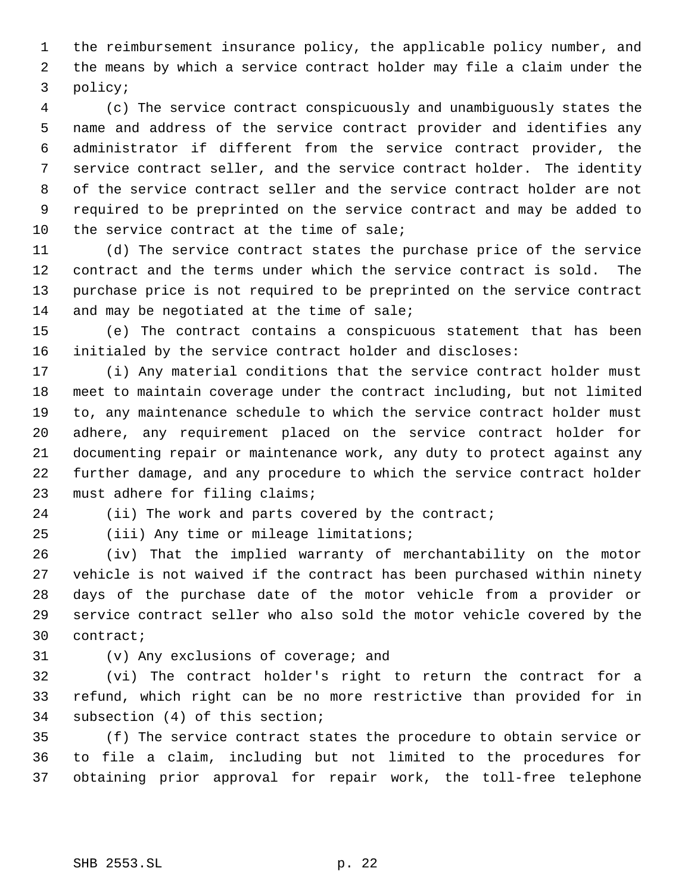the reimbursement insurance policy, the applicable policy number, and the means by which a service contract holder may file a claim under the policy;

(c) The service contract conspicuously and unambiguously states the name and address of the service contract provider and identifies any administrator if different from the service contract provider, the service contract seller, and the service contract holder. The identity of the service contract seller and the service contract holder are not required to be preprinted on the service contract and may be added to the service contract at the time of sale;

(d) The service contract states the purchase price of the service contract and the terms under which the service contract is sold. The purchase price is not required to be preprinted on the service contract and may be negotiated at the time of sale;

(e) The contract contains a conspicuous statement that has been initialed by the service contract holder and discloses:

(i) Any material conditions that the service contract holder must meet to maintain coverage under the contract including, but not limited to, any maintenance schedule to which the service contract holder must adhere, any requirement placed on the service contract holder for documenting repair or maintenance work, any duty to protect against any further damage, and any procedure to which the service contract holder must adhere for filing claims;

(ii) The work and parts covered by the contract;

(iii) Any time or mileage limitations;

(iv) That the implied warranty of merchantability on the motor vehicle is not waived if the contract has been purchased within ninety days of the purchase date of the motor vehicle from a provider or service contract seller who also sold the motor vehicle covered by the contract;

(v) Any exclusions of coverage; and

(vi) The contract holder's right to return the contract for a refund, which right can be no more restrictive than provided for in subsection (4) of this section;

(f) The service contract states the procedure to obtain service or to file a claim, including but not limited to the procedures for obtaining prior approval for repair work, the toll-free telephone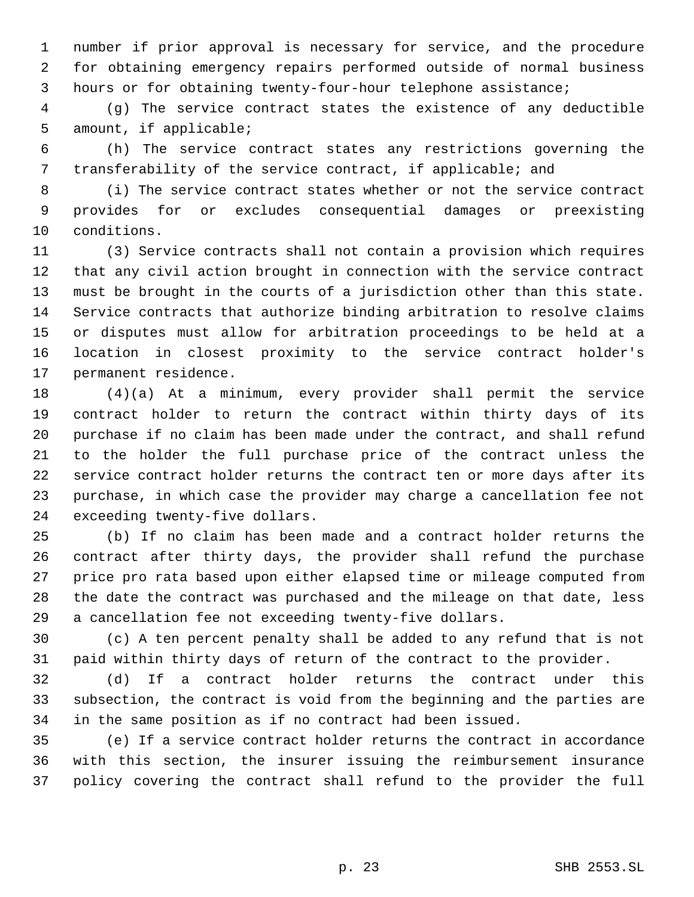number if prior approval is necessary for service, and the procedure for obtaining emergency repairs performed outside of normal business hours or for obtaining twenty-four-hour telephone assistance;

(g) The service contract states the existence of any deductible amount, if applicable;

(h) The service contract states any restrictions governing the transferability of the service contract, if applicable; and

(i) The service contract states whether or not the service contract provides for or excludes consequential damages or preexisting conditions.

(3) Service contracts shall not contain a provision which requires that any civil action brought in connection with the service contract must be brought in the courts of a jurisdiction other than this state. Service contracts that authorize binding arbitration to resolve claims or disputes must allow for arbitration proceedings to be held at a location in closest proximity to the service contract holder's permanent residence.

(4)(a) At a minimum, every provider shall permit the service contract holder to return the contract within thirty days of its purchase if no claim has been made under the contract, and shall refund to the holder the full purchase price of the contract unless the service contract holder returns the contract ten or more days after its purchase, in which case the provider may charge a cancellation fee not exceeding twenty-five dollars.

(b) If no claim has been made and a contract holder returns the contract after thirty days, the provider shall refund the purchase price pro rata based upon either elapsed time or mileage computed from the date the contract was purchased and the mileage on that date, less a cancellation fee not exceeding twenty-five dollars.

(c) A ten percent penalty shall be added to any refund that is not paid within thirty days of return of the contract to the provider.

(d) If a contract holder returns the contract under this subsection, the contract is void from the beginning and the parties are in the same position as if no contract had been issued.

(e) If a service contract holder returns the contract in accordance with this section, the insurer issuing the reimbursement insurance policy covering the contract shall refund to the provider the full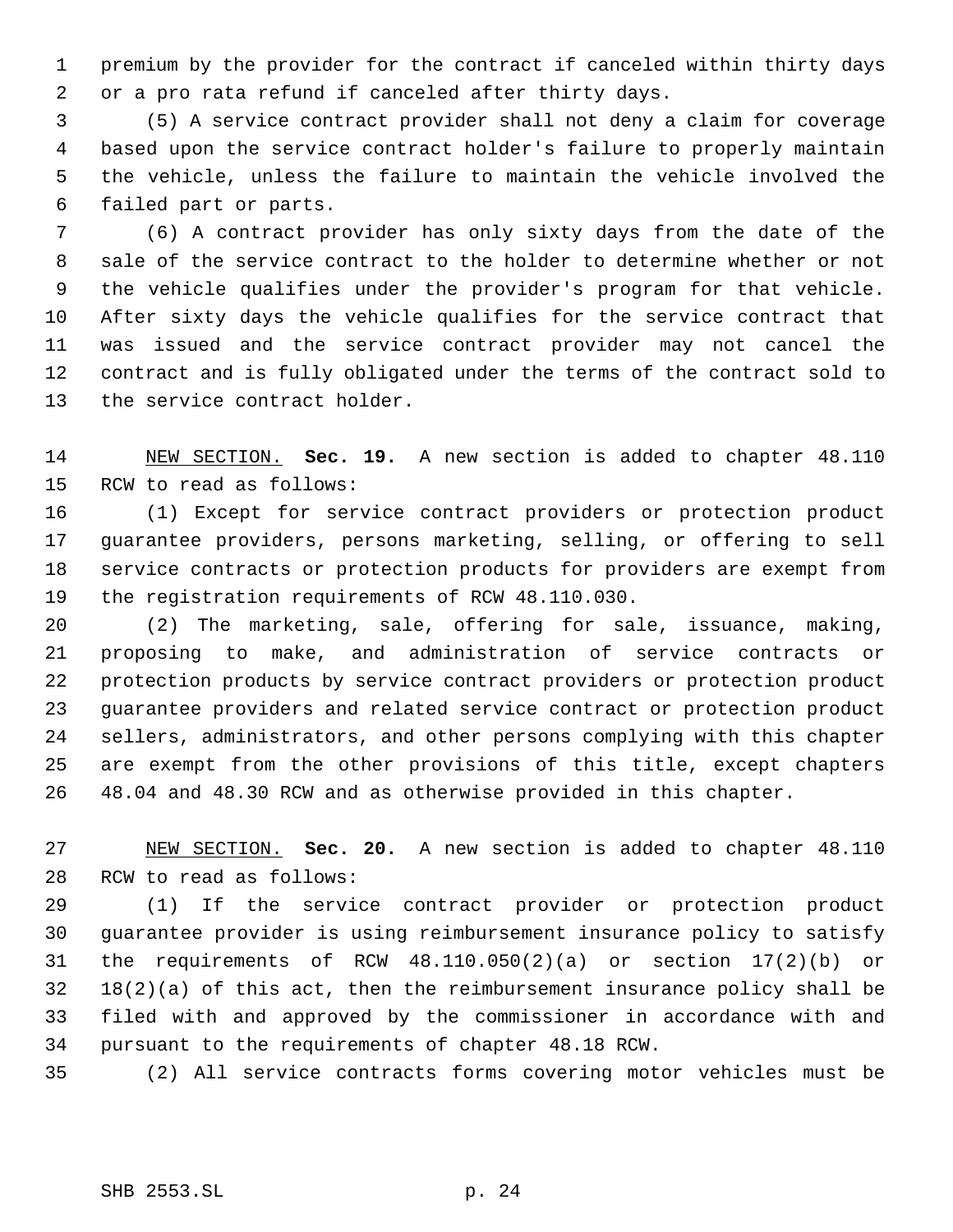premium by the provider for the contract if canceled within thirty days or a pro rata refund if canceled after thirty days.

(5) A service contract provider shall not deny a claim for coverage based upon the service contract holder's failure to properly maintain the vehicle, unless the failure to maintain the vehicle involved the failed part or parts.

(6) A contract provider has only sixty days from the date of the sale of the service contract to the holder to determine whether or not the vehicle qualifies under the provider's program for that vehicle. After sixty days the vehicle qualifies for the service contract that was issued and the service contract provider may not cancel the contract and is fully obligated under the terms of the contract sold to the service contract holder.

NEW SECTION. **Sec. 19.** A new section is added to chapter 48.110 RCW to read as follows:

(1) Except for service contract providers or protection product guarantee providers, persons marketing, selling, or offering to sell service contracts or protection products for providers are exempt from the registration requirements of RCW 48.110.030.

(2) The marketing, sale, offering for sale, issuance, making, proposing to make, and administration of service contracts or protection products by service contract providers or protection product guarantee providers and related service contract or protection product sellers, administrators, and other persons complying with this chapter are exempt from the other provisions of this title, except chapters 48.04 and 48.30 RCW and as otherwise provided in this chapter.

NEW SECTION. **Sec. 20.** A new section is added to chapter 48.110 RCW to read as follows:

(1) If the service contract provider or protection product guarantee provider is using reimbursement insurance policy to satisfy the requirements of RCW 48.110.050(2)(a) or section 17(2)(b) or 18(2)(a) of this act, then the reimbursement insurance policy shall be filed with and approved by the commissioner in accordance with and pursuant to the requirements of chapter 48.18 RCW.

(2) All service contracts forms covering motor vehicles must be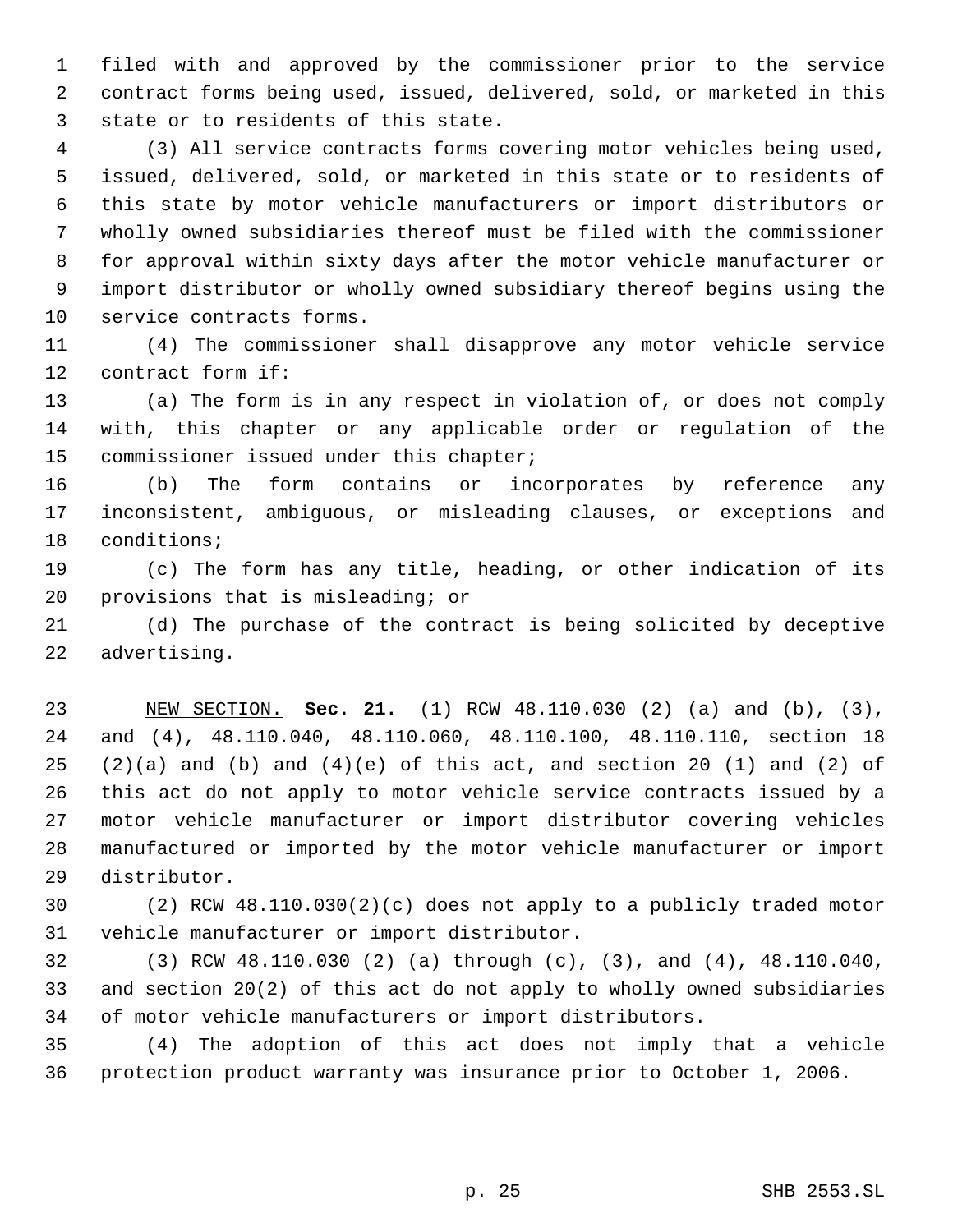filed with and approved by the commissioner prior to the service contract forms being used, issued, delivered, sold, or marketed in this state or to residents of this state.

(3) All service contracts forms covering motor vehicles being used, issued, delivered, sold, or marketed in this state or to residents of this state by motor vehicle manufacturers or import distributors or wholly owned subsidiaries thereof must be filed with the commissioner for approval within sixty days after the motor vehicle manufacturer or import distributor or wholly owned subsidiary thereof begins using the service contracts forms.

(4) The commissioner shall disapprove any motor vehicle service contract form if:

(a) The form is in any respect in violation of, or does not comply with, this chapter or any applicable order or regulation of the commissioner issued under this chapter;

(b) The form contains or incorporates by reference any inconsistent, ambiguous, or misleading clauses, or exceptions and conditions;

(c) The form has any title, heading, or other indication of its provisions that is misleading; or

(d) The purchase of the contract is being solicited by deceptive advertising.

NEW SECTION. **Sec. 21.** (1) RCW 48.110.030 (2) (a) and (b), (3), and (4), 48.110.040, 48.110.060, 48.110.100, 48.110.110, section 18 (2)(a) and (b) and (4)(e) of this act, and section 20 (1) and (2) of this act do not apply to motor vehicle service contracts issued by a motor vehicle manufacturer or import distributor covering vehicles manufactured or imported by the motor vehicle manufacturer or import distributor.

(2) RCW 48.110.030(2)(c) does not apply to a publicly traded motor vehicle manufacturer or import distributor.

(3) RCW 48.110.030 (2) (a) through (c), (3), and (4), 48.110.040, and section 20(2) of this act do not apply to wholly owned subsidiaries of motor vehicle manufacturers or import distributors.

(4) The adoption of this act does not imply that a vehicle protection product warranty was insurance prior to October 1, 2006.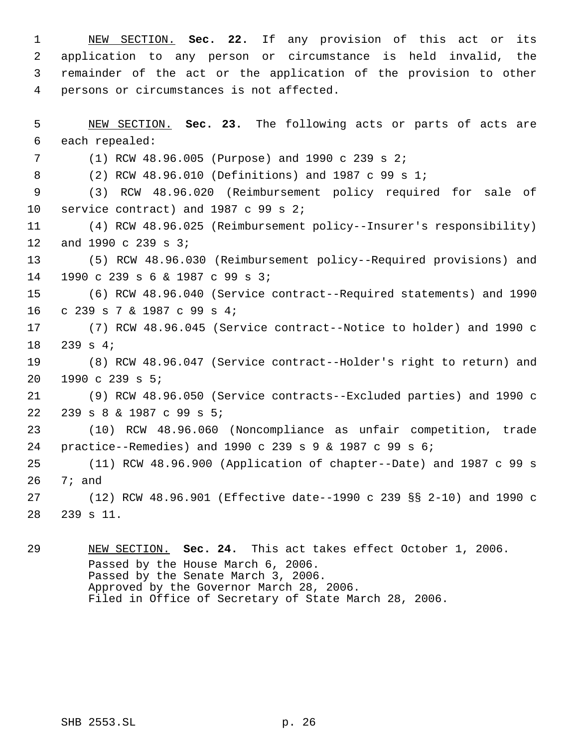NEW SECTION. **Sec. 22.** If any provision of this act or its application to any person or circumstance is held invalid, the remainder of the act or the application of the provision to other persons or circumstances is not affected.

NEW SECTION. **Sec. 23.** The following acts or parts of acts are each repealed:

(1) RCW 48.96.005 (Purpose) and 1990 c 239 s 2;

(2) RCW 48.96.010 (Definitions) and 1987 c 99 s 1;

(3) RCW 48.96.020 (Reimbursement policy required for sale of service contract) and 1987 c 99 s 2;

(4) RCW 48.96.025 (Reimbursement policy--Insurer's responsibility) and 1990 c 239 s 3;

(5) RCW 48.96.030 (Reimbursement policy--Required provisions) and 1990 c 239 s 6 & 1987 c 99 s 3;

(6) RCW 48.96.040 (Service contract--Required statements) and 1990 c 239 s 7 & 1987 c 99 s 4;

(7) RCW 48.96.045 (Service contract--Notice to holder) and 1990 c 239 s 4;

(8) RCW 48.96.047 (Service contract--Holder's right to return) and 1990 c 239 s 5;

(9) RCW 48.96.050 (Service contracts--Excluded parties) and 1990 c 239 s 8 & 1987 c 99 s 5;

(10) RCW 48.96.060 (Noncompliance as unfair competition, trade practice--Remedies) and 1990 c 239 s 9 & 1987 c 99 s 6;

(11) RCW 48.96.900 (Application of chapter--Date) and 1987 c 99 s 7; and

(12) RCW 48.96.901 (Effective date--1990 c 239 §§ 2-10) and 1990 c 239 s 11.

NEW SECTION. **Sec. 24.** This act takes effect October 1, 2006.

Passed by the House March 6, 2006.
Passed by the Senate March 3, 2006.
Approved by the Governor March 28, 2006.
Filed in Office of Secretary of State March 28, 2006.